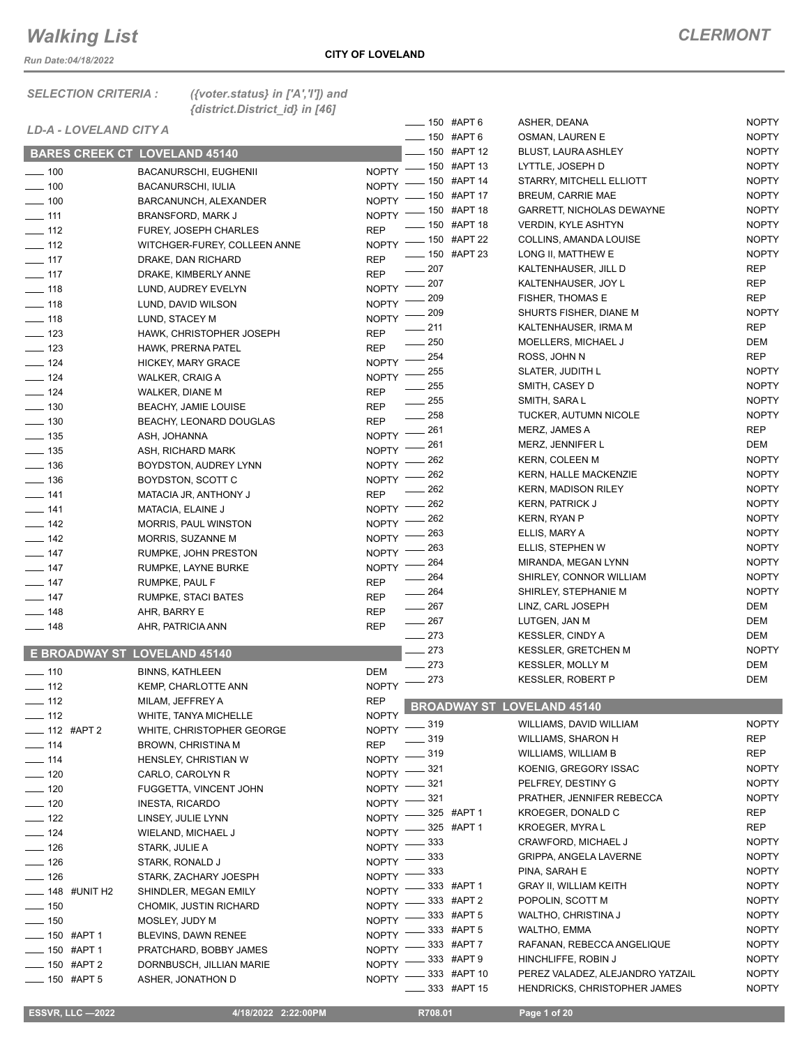# Walking List

**CLERMONT**

Run Date:04/18/2022

**CITY OF LOVELAND**

*SELECTION CRITERIA : ({voter.status} in ['A','I']) and {district.District_id} in [46]*

*LD-A - LOVELAND CITY A*

## BARES CREEK CT LOVELAND 45140

| No. | Apt | Name | Party |
|---|---|---|---|
| 100 | | BACANURSCHI, EUGHENII | NOPTY |
| 100 | | BACANURSCHI, IULIA | NOPTY |
| 100 | | BARCANUNCH, ALEXANDER | NOPTY |
| 111 | | BRANSFORD, MARK J | NOPTY |
| 112 | | FUREY, JOSEPH CHARLES | REP |
| 112 | | WITCHGER-FUREY, COLLEEN ANNE | NOPTY |
| 117 | | DRAKE, DAN RICHARD | REP |
| 117 | | DRAKE, KIMBERLY ANNE | REP |
| 118 | | LUND, AUDREY EVELYN | NOPTY |
| 118 | | LUND, DAVID WILSON | NOPTY |
| 118 | | LUND, STACEY M | NOPTY |
| 123 | | HAWK, CHRISTOPHER JOSEPH | REP |
| 123 | | HAWK, PRERNA PATEL | REP |
| 124 | | HICKEY, MARY GRACE | NOPTY |
| 124 | | WALKER, CRAIG A | NOPTY |
| 124 | | WALKER, DIANE M | REP |
| 130 | | BEACHY, JAMIE LOUISE | REP |
| 130 | | BEACHY, LEONARD DOUGLAS | REP |
| 135 | | ASH, JOHANNA | NOPTY |
| 135 | | ASH, RICHARD MARK | NOPTY |
| 136 | | BOYDSTON, AUDREY LYNN | NOPTY |
| 136 | | BOYDSTON, SCOTT C | NOPTY |
| 141 | | MATACIA JR, ANTHONY J | REP |
| 141 | | MATACIA, ELAINE J | NOPTY |
| 142 | | MORRIS, PAUL WINSTON | NOPTY |
| 142 | | MORRIS, SUZANNE M | NOPTY |
| 147 | | RUMPKE, JOHN PRESTON | NOPTY |
| 147 | | RUMPKE, LAYNE BURKE | NOPTY |
| 147 | | RUMPKE, PAUL F | REP |
| 147 | | RUMPKE, STACI BATES | REP |
| 148 | | AHR, BARRY E | REP |
| 148 | | AHR, PATRICIA ANN | REP |

## E BROADWAY ST LOVELAND 45140

| No. | Apt | Name | Party |
|---|---|---|---|
| 110 | | BINNS, KATHLEEN | DEM |
| 112 | | KEMP, CHARLOTTE ANN | NOPTY |
| 112 | | MILAM, JEFFREY A | REP |
| 112 | | WHITE, TANYA MICHELLE | NOPTY |
| 112 | #APT 2 | WHITE, CHRISTOPHER GEORGE | NOPTY |
| 114 | | BROWN, CHRISTINA M | REP |
| 114 | | HENSLEY, CHRISTIAN W | NOPTY |
| 120 | | CARLO, CAROLYN R | NOPTY |
| 120 | | FUGGETTA, VINCENT JOHN | NOPTY |
| 120 | | INESTA, RICARDO | NOPTY |
| 122 | | LINSEY, JULIE LYNN | NOPTY |
| 124 | | WIELAND, MICHAEL J | NOPTY |
| 126 | | STARK, JULIE A | NOPTY |
| 126 | | STARK, RONALD J | NOPTY |
| 126 | | STARK, ZACHARY JOESPH | NOPTY |
| 148 | #UNIT H2 | SHINDLER, MEGAN EMILY | NOPTY |
| 150 | | CHOMIK, JUSTIN RICHARD | NOPTY |
| 150 | | MOSLEY, JUDY M | NOPTY |
| 150 | #APT 1 | BLEVINS, DAWN RENEE | NOPTY |
| 150 | #APT 1 | PRATCHARD, BOBBY JAMES | NOPTY |
| 150 | #APT 2 | DORNBUSCH, JILLIAN MARIE | NOPTY |
| 150 | #APT 5 | ASHER, JONATHON D | NOPTY |
| 150 | #APT 6 | ASHER, DEANA | NOPTY |
| 150 | #APT 6 | OSMAN, LAUREN E | NOPTY |
| 150 | #APT 12 | BLUST, LAURA ASHLEY | NOPTY |
| 150 | #APT 13 | LYTTLE, JOSEPH D | NOPTY |
| 150 | #APT 14 | STARRY, MITCHELL ELLIOTT | NOPTY |
| 150 | #APT 17 | BREUM, CARRIE MAE | NOPTY |
| 150 | #APT 18 | GARRETT, NICHOLAS DEWAYNE | NOPTY |
| 150 | #APT 18 | VERDIN, KYLE ASHTYN | NOPTY |
| 150 | #APT 22 | COLLINS, AMANDA LOUISE | NOPTY |
| 150 | #APT 23 | LONG II, MATTHEW E | NOPTY |
| 207 | | KALTENHAUSER, JILL D | REP |
| 207 | | KALTENHAUSER, JOY L | REP |
| 209 | | FISHER, THOMAS E | REP |
| 209 | | SHURTS FISHER, DIANE M | NOPTY |
| 211 | | KALTENHAUSER, IRMA M | REP |
| 250 | | MOELLERS, MICHAEL J | DEM |
| 254 | | ROSS, JOHN N | REP |
| 255 | | SLATER, JUDITH L | NOPTY |
| 255 | | SMITH, CASEY D | NOPTY |
| 255 | | SMITH, SARA L | NOPTY |
| 258 | | TUCKER, AUTUMN NICOLE | NOPTY |
| 261 | | MERZ, JAMES A | REP |
| 261 | | MERZ, JENNIFER L | DEM |
| 262 | | KERN, COLEEN M | NOPTY |
| 262 | | KERN, HALLE MACKENZIE | NOPTY |
| 262 | | KERN, MADISON RILEY | NOPTY |
| 262 | | KERN, PATRICK J | NOPTY |
| 262 | | KERN, RYAN P | NOPTY |
| 263 | | ELLIS, MARY A | NOPTY |
| 263 | | ELLIS, STEPHEN W | NOPTY |
| 264 | | MIRANDA, MEGAN LYNN | NOPTY |
| 264 | | SHIRLEY, CONNOR WILLIAM | NOPTY |
| 264 | | SHIRLEY, STEPHANIE M | NOPTY |
| 267 | | LINZ, CARL JOSEPH | DEM |
| 267 | | LUTGEN, JAN M | DEM |
| 273 | | KESSLER, CINDY A | DEM |
| 273 | | KESSLER, GRETCHEN M | NOPTY |
| 273 | | KESSLER, MOLLY M | DEM |
| 273 | | KESSLER, ROBERT P | DEM |

## BROADWAY ST LOVELAND 45140

| No. | Apt | Name | Party |
|---|---|---|---|
| 319 | | WILLIAMS, DAVID WILLIAM | NOPTY |
| 319 | | WILLIAMS, SHARON H | REP |
| 319 | | WILLIAMS, WILLIAM B | REP |
| 321 | | KOENIG, GREGORY ISSAC | NOPTY |
| 321 | | PELFREY, DESTINY G | NOPTY |
| 321 | | PRATHER, JENNIFER REBECCA | NOPTY |
| 325 | #APT 1 | KROEGER, DONALD C | REP |
| 325 | #APT 1 | KROEGER, MYRA L | REP |
| 333 | | CRAWFORD, MICHAEL J | NOPTY |
| 333 | | GRIPPA, ANGELA LAVERNE | NOPTY |
| 333 | | PINA, SARAH E | NOPTY |
| 333 | #APT 1 | GRAY II, WILLIAM KEITH | NOPTY |
| 333 | #APT 2 | POPOLIN, SCOTT M | NOPTY |
| 333 | #APT 5 | WALTHO, CHRISTINA J | NOPTY |
| 333 | #APT 5 | WALTHO, EMMA | NOPTY |
| 333 | #APT 7 | RAFANAN, REBECCA ANGELIQUE | NOPTY |
| 333 | #APT 9 | HINCHLIFFE, ROBIN J | NOPTY |
| 333 | #APT 10 | PEREZ VALADEZ, ALEJANDRO YATZAIL | NOPTY |
| 333 | #APT 15 | HENDRICKS, CHRISTOPHER JAMES | NOPTY |

ESSVR, LLC —2022 4/18/2022 2:22:00PM R708.01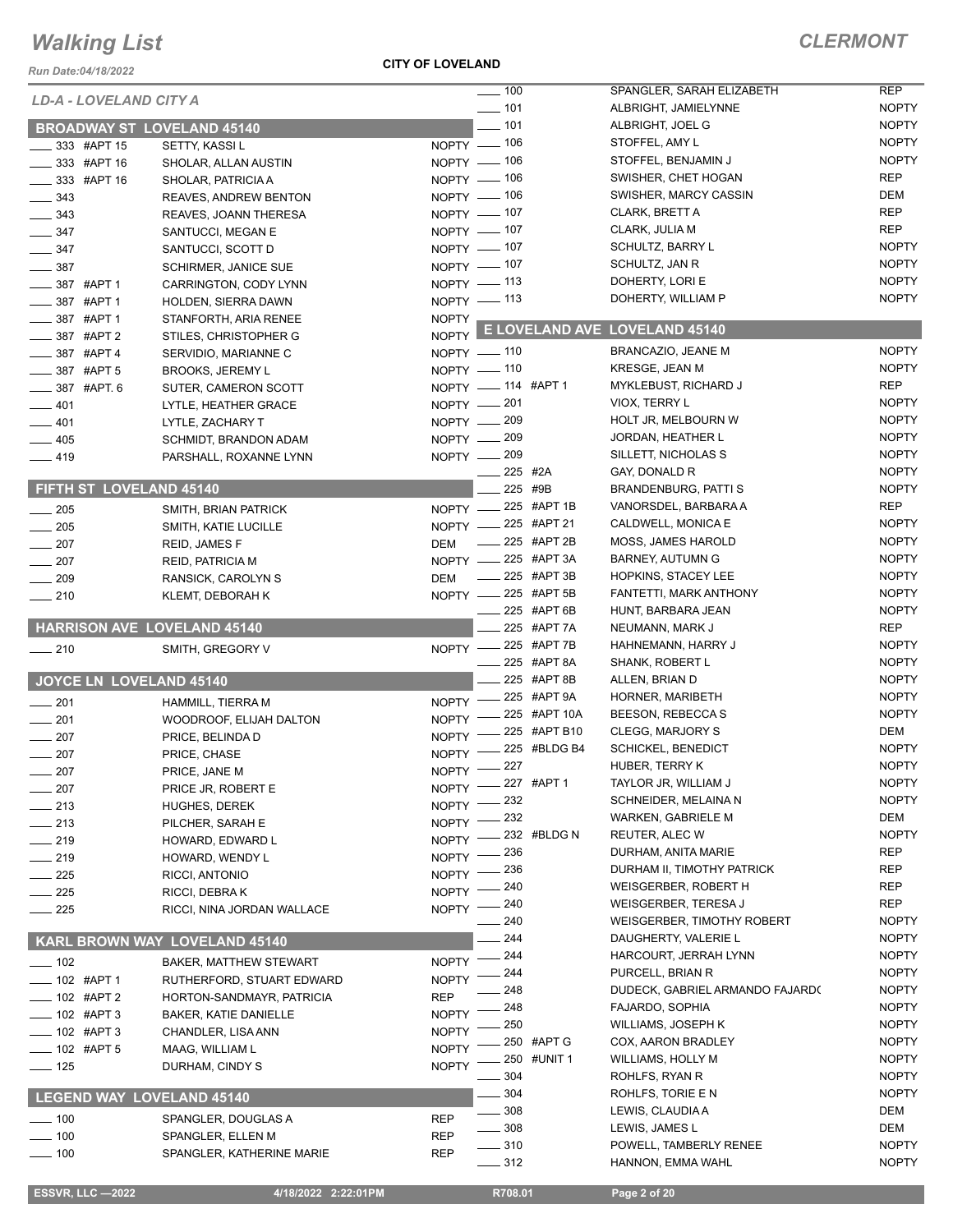# Walking List

## CLERMONT

**CITY OF LOVELAND**

Run Date:04/18/2022

### LD-A - LOVELAND CITY A

### BROADWAY ST LOVELAND 45140

| Address | Name | Party |
|---|---|---|
| 333 #APT 15 | SETTY, KASSI L | NOPTY |
| 333 #APT 16 | SHOLAR, ALLAN AUSTIN | NOPTY |
| 333 #APT 16 | SHOLAR, PATRICIA A | NOPTY |
| 343 | REAVES, ANDREW BENTON | NOPTY |
| 343 | REAVES, JOANN THERESA | NOPTY |
| 347 | SANTUCCI, MEGAN E | NOPTY |
| 347 | SANTUCCI, SCOTT D | NOPTY |
| 387 | SCHIRMER, JANICE SUE | NOPTY |
| 387 #APT 1 | CARRINGTON, CODY LYNN | NOPTY |
| 387 #APT 1 | HOLDEN, SIERRA DAWN | NOPTY |
| 387 #APT 1 | STANFORTH, ARIA RENEE | NOPTY |
| 387 #APT 2 | STILES, CHRISTOPHER G | NOPTY |
| 387 #APT 4 | SERVIDIO, MARIANNE C | NOPTY |
| 387 #APT 5 | BROOKS, JEREMY L | NOPTY |
| 387 #APT. 6 | SUTER, CAMERON SCOTT | NOPTY |
| 401 | LYTLE, HEATHER GRACE | NOPTY |
| 401 | LYTLE, ZACHARY T | NOPTY |
| 405 | SCHMIDT, BRANDON ADAM | NOPTY |
| 419 | PARSHALL, ROXANNE LYNN | NOPTY |

### FIFTH ST LOVELAND 45140

| Address | Name | Party |
|---|---|---|
| 205 | SMITH, BRIAN PATRICK | NOPTY |
| 205 | SMITH, KATIE LUCILLE | NOPTY |
| 207 | REID, JAMES F | DEM |
| 207 | REID, PATRICIA M | NOPTY |
| 209 | RANSICK, CAROLYN S | DEM |
| 210 | KLEMT, DEBORAH K | NOPTY |

### HARRISON AVE LOVELAND 45140

| Address | Name | Party |
|---|---|---|
| 210 | SMITH, GREGORY V | NOPTY |

### JOYCE LN LOVELAND 45140

| Address | Name | Party |
|---|---|---|
| 201 | HAMMILL, TIERRA M | NOPTY |
| 201 | WOODROOF, ELIJAH DALTON | NOPTY |
| 207 | PRICE, BELINDA D | NOPTY |
| 207 | PRICE, CHASE | NOPTY |
| 207 | PRICE, JANE M | NOPTY |
| 207 | PRICE JR, ROBERT E | NOPTY |
| 213 | HUGHES, DEREK | NOPTY |
| 213 | PILCHER, SARAH E | NOPTY |
| 219 | HOWARD, EDWARD L | NOPTY |
| 219 | HOWARD, WENDY L | NOPTY |
| 225 | RICCI, ANTONIO | NOPTY |
| 225 | RICCI, DEBRA K | NOPTY |
| 225 | RICCI, NINA JORDAN WALLACE | NOPTY |

### KARL BROWN WAY LOVELAND 45140

| Address | Name | Party |
|---|---|---|
| 102 | BAKER, MATTHEW STEWART | NOPTY |
| 102 #APT 1 | RUTHERFORD, STUART EDWARD | NOPTY |
| 102 #APT 2 | HORTON-SANDMAYR, PATRICIA | REP |
| 102 #APT 3 | BAKER, KATIE DANIELLE | NOPTY |
| 102 #APT 3 | CHANDLER, LISA ANN | NOPTY |
| 102 #APT 5 | MAAG, WILLIAM L | NOPTY |
| 125 | DURHAM, CINDY S | NOPTY |

### LEGEND WAY LOVELAND 45140

| Address | Name | Party |
|---|---|---|
| 100 | SPANGLER, DOUGLAS A | REP |
| 100 | SPANGLER, ELLEN M | REP |
| 100 | SPANGLER, KATHERINE MARIE | REP |
| 100 | SPANGLER, SARAH ELIZABETH | REP |
| 101 | ALBRIGHT, JAMIELYNNE | NOPTY |
| 101 | ALBRIGHT, JOEL G | NOPTY |
| 106 | STOFFEL, AMY L | NOPTY |
| 106 | STOFFEL, BENJAMIN J | NOPTY |
| 106 | SWISHER, CHET HOGAN | REP |
| 106 | SWISHER, MARCY CASSIN | DEM |
| 107 | CLARK, BRETT A | REP |
| 107 | CLARK, JULIA M | REP |
| 107 | SCHULTZ, BARRY L | NOPTY |
| 107 | SCHULTZ, JAN R | NOPTY |
| 113 | DOHERTY, LORI E | NOPTY |
| 113 | DOHERTY, WILLIAM P | NOPTY |

### E LOVELAND AVE LOVELAND 45140

| Address | Name | Party |
|---|---|---|
| 110 | BRANCAZIO, JEANE M | NOPTY |
| 110 | KRESGE, JEAN M | NOPTY |
| 114 #APT 1 | MYKLEBUST, RICHARD J | REP |
| 201 | VIOX, TERRY L | NOPTY |
| 209 | HOLT JR, MELBOURN W | NOPTY |
| 209 | JORDAN, HEATHER L | NOPTY |
| 209 | SILLETT, NICHOLAS S | NOPTY |
| 225 #2A | GAY, DONALD R | NOPTY |
| 225 #9B | BRANDENBURG, PATTI S | NOPTY |
| 225 #APT 1B | VANORSDEL, BARBARA A | REP |
| 225 #APT 21 | CALDWELL, MONICA E | NOPTY |
| 225 #APT 2B | MOSS, JAMES HAROLD | NOPTY |
| 225 #APT 3A | BARNEY, AUTUMN G | NOPTY |
| 225 #APT 3B | HOPKINS, STACEY LEE | NOPTY |
| 225 #APT 5B | FANTETTI, MARK ANTHONY | NOPTY |
| 225 #APT 6B | HUNT, BARBARA JEAN | NOPTY |
| 225 #APT 7A | NEUMANN, MARK J | REP |
| 225 #APT 7B | HAHNEMANN, HARRY J | NOPTY |
| 225 #APT 8A | SHANK, ROBERT L | NOPTY |
| 225 #APT 8B | ALLEN, BRIAN D | NOPTY |
| 225 #APT 9A | HORNER, MARIBETH | NOPTY |
| 225 #APT 10A | BEESON, REBECCA S | NOPTY |
| 225 #APT B10 | CLEGG, MARJORY S | DEM |
| 225 #BLDG B4 | SCHICKEL, BENEDICT | NOPTY |
| 227 | HUBER, TERRY K | NOPTY |
| 227 #APT 1 | TAYLOR JR, WILLIAM J | NOPTY |
| 232 | SCHNEIDER, MELAINA N | NOPTY |
| 232 | WARKEN, GABRIELE M | DEM |
| 232 #BLDG N | REUTER, ALEC W | NOPTY |
| 236 | DURHAM, ANITA MARIE | REP |
| 236 | DURHAM II, TIMOTHY PATRICK | REP |
| 240 | WEISGERBER, ROBERT H | REP |
| 240 | WEISGERBER, TERESA J | REP |
| 240 | WEISGERBER, TIMOTHY ROBERT | NOPTY |
| 244 | DAUGHERTY, VALERIE L | NOPTY |
| 244 | HARCOURT, JERRAH LYNN | NOPTY |
| 244 | PURCELL, BRIAN R | NOPTY |
| 248 | DUDECK, GABRIEL ARMANDO FAJARD( | NOPTY |
| 248 | FAJARDO, SOPHIA | NOPTY |
| 250 | WILLIAMS, JOSEPH K | NOPTY |
| 250 #APT G | COX, AARON BRADLEY | NOPTY |
| 250 #UNIT 1 | WILLIAMS, HOLLY M | NOPTY |
| 304 | ROHLFS, RYAN R | NOPTY |
| 304 | ROHLFS, TORIE E N | NOPTY |
| 308 | LEWIS, CLAUDIA A | DEM |
| 308 | LEWIS, JAMES L | DEM |
| 310 | POWELL, TAMBERLY RENEE | NOPTY |
| 312 | HANNON, EMMA WAHL | NOPTY |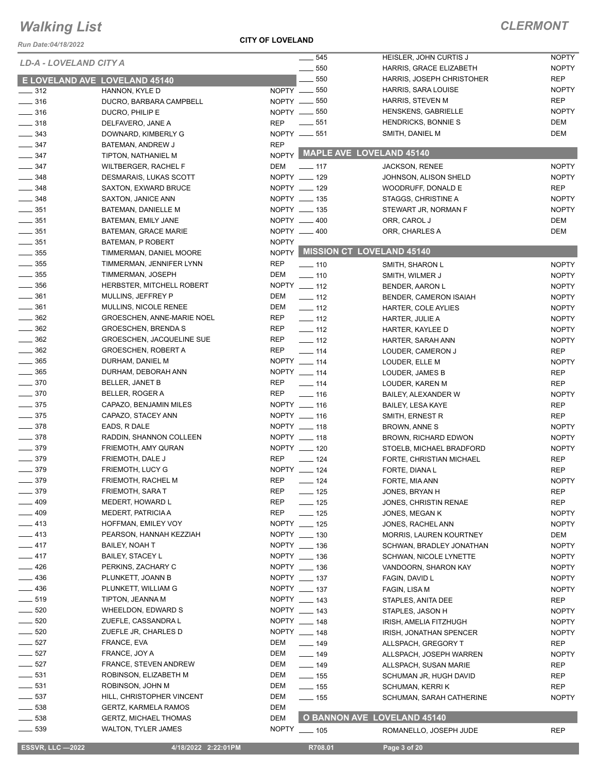# Walking List

**CLERMONT**

Run Date:04/18/2022

**CITY OF LOVELAND**

*LD-A - LOVELAND CITY A*

## E LOVELAND AVE LOVELAND 45140

| No. | Name | Party |
|---|---|---|
| ____ 312 | HANNON, KYLE D | NOPTY |
| ____ 316 | DUCRO, BARBARA CAMPBELL | NOPTY |
| ____ 316 | DUCRO, PHILIP E | NOPTY |
| ____ 318 | DELFAVERO, JANE A | REP |
| ____ 343 | DOWNARD, KIMBERLY G | NOPTY |
| ____ 347 | BATEMAN, ANDREW J | REP |
| ____ 347 | TIPTON, NATHANIEL M | NOPTY |
| ____ 347 | WILTBERGER, RACHEL F | DEM |
| ____ 348 | DESMARAIS, LUKAS SCOTT | NOPTY |
| ____ 348 | SAXTON, EXWARD BRUCE | NOPTY |
| ____ 348 | SAXTON, JANICE ANN | NOPTY |
| ____ 351 | BATEMAN, DANIELLE M | NOPTY |
| ____ 351 | BATEMAN, EMILY JANE | NOPTY |
| ____ 351 | BATEMAN, GRACE MARIE | NOPTY |
| ____ 351 | BATEMAN, P ROBERT | NOPTY |
| ____ 355 | TIMMERMAN, DANIEL MOORE | NOPTY |
| ____ 355 | TIMMERMAN, JENNIFER LYNN | REP |
| ____ 355 | TIMMERMAN, JOSEPH | DEM |
| ____ 356 | HERBSTER, MITCHELL ROBERT | NOPTY |
| ____ 361 | MULLINS, JEFFREY P | DEM |
| ____ 361 | MULLINS, NICOLE RENEE | DEM |
| ____ 362 | GROESCHEN, ANNE-MARIE NOEL | REP |
| ____ 362 | GROESCHEN, BRENDA S | REP |
| ____ 362 | GROESCHEN, JACQUELINE SUE | REP |
| ____ 362 | GROESCHEN, ROBERT A | REP |
| ____ 365 | DURHAM, DANIEL M | NOPTY |
| ____ 365 | DURHAM, DEBORAH ANN | NOPTY |
| ____ 370 | BELLER, JANET B | REP |
| ____ 370 | BELLER, ROGER A | REP |
| ____ 375 | CAPAZO, BENJAMIN MILES | NOPTY |
| ____ 375 | CAPAZO, STACEY ANN | NOPTY |
| ____ 378 | EADS, R DALE | NOPTY |
| ____ 378 | RADDIN, SHANNON COLLEEN | NOPTY |
| ____ 379 | FRIEMOTH, AMY QURAN | NOPTY |
| ____ 379 | FRIEMOTH, DALE J | REP |
| ____ 379 | FRIEMOTH, LUCY G | NOPTY |
| ____ 379 | FRIEMOTH, RACHEL M | REP |
| ____ 379 | FRIEMOTH, SARA T | REP |
| ____ 409 | MEDERT, HOWARD L | REP |
| ____ 409 | MEDERT, PATRICIA A | REP |
| ____ 413 | HOFFMAN, EMILEY VOY | NOPTY |
| ____ 413 | PEARSON, HANNAH KEZZIAH | NOPTY |
| ____ 417 | BAILEY, NOAH T | NOPTY |
| ____ 417 | BAILEY, STACEY L | NOPTY |
| ____ 426 | PERKINS, ZACHARY C | NOPTY |
| ____ 436 | PLUNKETT, JOANN B | NOPTY |
| ____ 436 | PLUNKETT, WILLIAM G | NOPTY |
| ____ 519 | TIPTON, JEANNA M | NOPTY |
| ____ 520 | WHEELDON, EDWARD S | NOPTY |
| ____ 520 | ZUEFLE, CASSANDRA L | NOPTY |
| ____ 520 | ZUEFLE JR, CHARLES D | NOPTY |
| ____ 527 | FRANCE, EVA | DEM |
| ____ 527 | FRANCE, JOY A | DEM |
| ____ 527 | FRANCE, STEVEN ANDREW | DEM |
| ____ 531 | ROBINSON, ELIZABETH M | DEM |
| ____ 531 | ROBINSON, JOHN M | DEM |
| ____ 537 | HILL, CHRISTOPHER VINCENT | DEM |
| ____ 538 | GERTZ, KARMELA RAMOS | DEM |
| ____ 538 | GERTZ, MICHAEL THOMAS | DEM |
| ____ 539 | WALTON, TYLER JAMES | NOPTY |
| ____ 545 | HEISLER, JOHN CURTIS J | NOPTY |
| ____ 550 | HARRIS, GRACE ELIZABETH | NOPTY |
| ____ 550 | HARRIS, JOSEPH CHRISTOHER | REP |
| ____ 550 | HARRIS, SARA LOUISE | NOPTY |
| ____ 550 | HARRIS, STEVEN M | REP |
| ____ 550 | HENSKENS, GABRIELLE | NOPTY |
| ____ 551 | HENDRICKS, BONNIE S | DEM |
| ____ 551 | SMITH, DANIEL M | DEM |

## MAPLE AVE LOVELAND 45140

| No. | Name | Party |
|---|---|---|
| ____ 117 | JACKSON, RENEE | NOPTY |
| ____ 129 | JOHNSON, ALISON SHELD | NOPTY |
| ____ 129 | WOODRUFF, DONALD E | REP |
| ____ 135 | STAGGS, CHRISTINE A | NOPTY |
| ____ 135 | STEWART JR, NORMAN F | NOPTY |
| ____ 400 | ORR, CAROL J | DEM |
| ____ 400 | ORR, CHARLES A | DEM |

## MISSION CT LOVELAND 45140

| No. | Name | Party |
|---|---|---|
| ____ 110 | SMITH, SHARON L | NOPTY |
| ____ 110 | SMITH, WILMER J | NOPTY |
| ____ 112 | BENDER, AARON L | NOPTY |
| ____ 112 | BENDER, CAMERON ISAIAH | NOPTY |
| ____ 112 | HARTER, COLE AYLIES | NOPTY |
| ____ 112 | HARTER, JULIE A | NOPTY |
| ____ 112 | HARTER, KAYLEE D | NOPTY |
| ____ 112 | HARTER, SARAH ANN | NOPTY |
| ____ 114 | LOUDER, CAMERON J | REP |
| ____ 114 | LOUDER, ELLE M | NOPTY |
| ____ 114 | LOUDER, JAMES B | REP |
| ____ 114 | LOUDER, KAREN M | REP |
| ____ 116 | BAILEY, ALEXANDER W | NOPTY |
| ____ 116 | BAILEY, LESA KAYE | REP |
| ____ 116 | SMITH, ERNEST R | REP |
| ____ 118 | BROWN, ANNE S | NOPTY |
| ____ 118 | BROWN, RICHARD EDWON | NOPTY |
| ____ 120 | STOELB, MICHAEL BRADFORD | NOPTY |
| ____ 124 | FORTE, CHRISTIAN MICHAEL | REP |
| ____ 124 | FORTE, DIANA L | REP |
| ____ 124 | FORTE, MIA ANN | NOPTY |
| ____ 125 | JONES, BRYAN H | REP |
| ____ 125 | JONES, CHRISTIN RENAE | REP |
| ____ 125 | JONES, MEGAN K | NOPTY |
| ____ 125 | JONES, RACHEL ANN | NOPTY |
| ____ 130 | MORRIS, LAUREN KOURTNEY | DEM |
| ____ 136 | SCHWAN, BRADLEY JONATHAN | NOPTY |
| ____ 136 | SCHWAN, NICOLE LYNETTE | NOPTY |
| ____ 136 | VANDOORN, SHARON KAY | NOPTY |
| ____ 137 | FAGIN, DAVID L | NOPTY |
| ____ 137 | FAGIN, LISA M | NOPTY |
| ____ 143 | STAPLES, ANITA DEE | REP |
| ____ 143 | STAPLES, JASON H | NOPTY |
| ____ 148 | IRISH, AMELIA FITZHUGH | NOPTY |
| ____ 148 | IRISH, JONATHAN SPENCER | NOPTY |
| ____ 149 | ALLSPACH, GREGORY T | REP |
| ____ 149 | ALLSPACH, JOSEPH WARREN | NOPTY |
| ____ 149 | ALLSPACH, SUSAN MARIE | REP |
| ____ 155 | SCHUMAN JR, HUGH DAVID | REP |
| ____ 155 | SCHUMAN, KERRI K | REP |
| ____ 155 | SCHUMAN, SARAH CATHERINE | NOPTY |

## O BANNON AVE LOVELAND 45140

| No. | Name | Party |
|---|---|---|
| ____ 105 | ROMANELLO, JOSEPH JUDE | REP |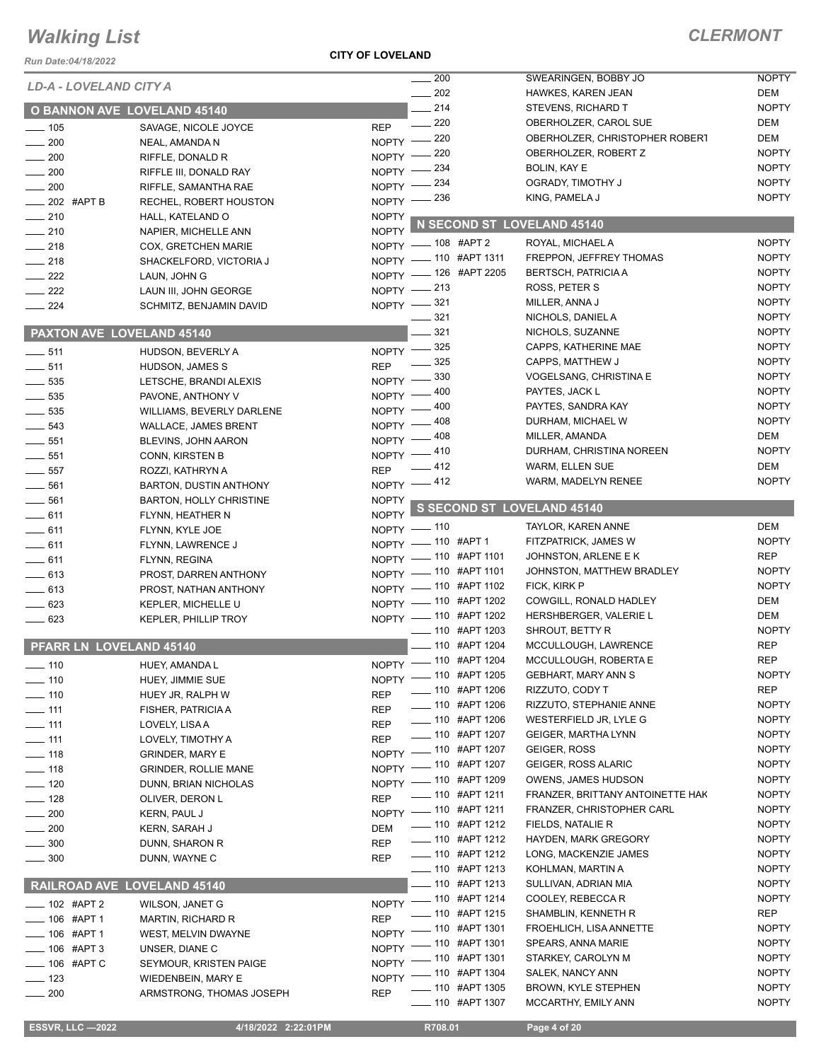# Walking List

## CLERMONT

**CITY OF LOVELAND**

*Run Date:04/18/2022*

*LD-A - LOVELAND CITY A*

### O BANNON AVE LOVELAND 45140

| No. | Name | Party |
|---|---|---|
| 105 | SAVAGE, NICOLE JOYCE | REP |
| 200 | NEAL, AMANDA N | NOPTY |
| 200 | RIFFLE, DONALD R | NOPTY |
| 200 | RIFFLE III, DONALD RAY | NOPTY |
| 200 | RIFFLE, SAMANTHA RAE | NOPTY |
| 202 #APT B | RECHEL, ROBERT HOUSTON | NOPTY |
| 210 | HALL, KATELAND O | NOPTY |
| 210 | NAPIER, MICHELLE ANN | NOPTY |
| 218 | COX, GRETCHEN MARIE | NOPTY |
| 218 | SHACKELFORD, VICTORIA J | NOPTY |
| 222 | LAUN, JOHN G | NOPTY |
| 222 | LAUN III, JOHN GEORGE | NOPTY |
| 224 | SCHMITZ, BENJAMIN DAVID | NOPTY |

### PAXTON AVE LOVELAND 45140

| No. | Name | Party |
|---|---|---|
| 511 | HUDSON, BEVERLY A | NOPTY |
| 511 | HUDSON, JAMES S | REP |
| 535 | LETSCHE, BRANDI ALEXIS | NOPTY |
| 535 | PAVONE, ANTHONY V | NOPTY |
| 535 | WILLIAMS, BEVERLY DARLENE | NOPTY |
| 543 | WALLACE, JAMES BRENT | NOPTY |
| 551 | BLEVINS, JOHN AARON | NOPTY |
| 551 | CONN, KIRSTEN B | NOPTY |
| 557 | ROZZI, KATHRYN A | REP |
| 561 | BARTON, DUSTIN ANTHONY | NOPTY |
| 561 | BARTON, HOLLY CHRISTINE | NOPTY |
| 611 | FLYNN, HEATHER N | NOPTY |
| 611 | FLYNN, KYLE JOE | NOPTY |
| 611 | FLYNN, LAWRENCE J | NOPTY |
| 611 | FLYNN, REGINA | NOPTY |
| 613 | PROST, DARREN ANTHONY | NOPTY |
| 613 | PROST, NATHAN ANTHONY | NOPTY |
| 623 | KEPLER, MICHELLE U | NOPTY |
| 623 | KEPLER, PHILLIP TROY | NOPTY |

### PFARR LN LOVELAND 45140

| No. | Name | Party |
|---|---|---|
| 110 | HUEY, AMANDA L | NOPTY |
| 110 | HUEY, JIMMIE SUE | NOPTY |
| 110 | HUEY JR, RALPH W | REP |
| 111 | FISHER, PATRICIA A | REP |
| 111 | LOVELY, LISA A | REP |
| 111 | LOVELY, TIMOTHY A | REP |
| 118 | GRINDER, MARY E | NOPTY |
| 118 | GRINDER, ROLLIE MANE | NOPTY |
| 120 | DUNN, BRIAN NICHOLAS | NOPTY |
| 128 | OLIVER, DERON L | REP |
| 200 | KERN, PAUL J | NOPTY |
| 200 | KERN, SARAH J | DEM |
| 300 | DUNN, SHARON R | REP |
| 300 | DUNN, WAYNE C | REP |

### RAILROAD AVE LOVELAND 45140

| No. | Name | Party |
|---|---|---|
| 102 #APT 2 | WILSON, JANET G | NOPTY |
| 106 #APT 1 | MARTIN, RICHARD R | REP |
| 106 #APT 1 | WEST, MELVIN DWAYNE | NOPTY |
| 106 #APT 3 | UNSER, DIANE C | NOPTY |
| 106 #APT C | SEYMOUR, KRISTEN PAIGE | NOPTY |
| 123 | WIEDENBEIN, MARY E | NOPTY |
| 200 | ARMSTRONG, THOMAS JOSEPH | REP |
| 200 | SWEARINGEN, BOBBY JO | NOPTY |
| 202 | HAWKES, KAREN JEAN | DEM |
| 214 | STEVENS, RICHARD T | NOPTY |
| 220 | OBERHOLZER, CAROL SUE | DEM |
| 220 | OBERHOLZER, CHRISTOPHER ROBERT | DEM |
| 220 | OBERHOLZER, ROBERT Z | NOPTY |
| 234 | BOLIN, KAY E | NOPTY |
| 234 | OGRADY, TIMOTHY J | NOPTY |
| 236 | KING, PAMELA J | NOPTY |

### N SECOND ST LOVELAND 45140

| No. | Name | Party |
|---|---|---|
| 108 #APT 2 | ROYAL, MICHAEL A | NOPTY |
| 110 #APT 1311 | FREPPON, JEFFREY THOMAS | NOPTY |
| 126 #APT 2205 | BERTSCH, PATRICIA A | NOPTY |
| 213 | ROSS, PETER S | NOPTY |
| 321 | MILLER, ANNA J | NOPTY |
| 321 | NICHOLS, DANIEL A | NOPTY |
| 321 | NICHOLS, SUZANNE | NOPTY |
| 325 | CAPPS, KATHERINE MAE | NOPTY |
| 325 | CAPPS, MATTHEW J | NOPTY |
| 330 | VOGELSANG, CHRISTINA E | NOPTY |
| 400 | PAYTES, JACK L | NOPTY |
| 400 | PAYTES, SANDRA KAY | NOPTY |
| 408 | DURHAM, MICHAEL W | NOPTY |
| 408 | MILLER, AMANDA | DEM |
| 410 | DURHAM, CHRISTINA NOREEN | NOPTY |
| 412 | WARM, ELLEN SUE | DEM |
| 412 | WARM, MADELYN RENEE | NOPTY |

### S SECOND ST LOVELAND 45140

| No. | Name | Party |
|---|---|---|
| 110 | TAYLOR, KAREN ANNE | DEM |
| 110 #APT 1 | FITZPATRICK, JAMES W | NOPTY |
| 110 #APT 1101 | JOHNSTON, ARLENE E K | REP |
| 110 #APT 1101 | JOHNSTON, MATTHEW BRADLEY | NOPTY |
| 110 #APT 1102 | FICK, KIRK P | NOPTY |
| 110 #APT 1202 | COWGILL, RONALD HADLEY | DEM |
| 110 #APT 1202 | HERSHBERGER, VALERIE L | DEM |
| 110 #APT 1203 | SHROUT, BETTY R | NOPTY |
| 110 #APT 1204 | MCCULLOUGH, LAWRENCE | REP |
| 110 #APT 1204 | MCCULLOUGH, ROBERTA E | REP |
| 110 #APT 1205 | GEBHART, MARY ANN S | NOPTY |
| 110 #APT 1206 | RIZZUTO, CODY T | REP |
| 110 #APT 1206 | RIZZUTO, STEPHANIE ANNE | NOPTY |
| 110 #APT 1206 | WESTERFIELD JR, LYLE G | NOPTY |
| 110 #APT 1207 | GEIGER, MARTHA LYNN | NOPTY |
| 110 #APT 1207 | GEIGER, ROSS | NOPTY |
| 110 #APT 1207 | GEIGER, ROSS ALARIC | NOPTY |
| 110 #APT 1209 | OWENS, JAMES HUDSON | NOPTY |
| 110 #APT 1211 | FRANZER, BRITTANY ANTOINETTE HAK | NOPTY |
| 110 #APT 1211 | FRANZER, CHRISTOPHER CARL | NOPTY |
| 110 #APT 1212 | FIELDS, NATALIE R | NOPTY |
| 110 #APT 1212 | HAYDEN, MARK GREGORY | NOPTY |
| 110 #APT 1212 | LONG, MACKENZIE JAMES | NOPTY |
| 110 #APT 1213 | KOHLMAN, MARTIN A | NOPTY |
| 110 #APT 1213 | SULLIVAN, ADRIAN MIA | NOPTY |
| 110 #APT 1214 | COOLEY, REBECCA R | NOPTY |
| 110 #APT 1215 | SHAMBLIN, KENNETH R | REP |
| 110 #APT 1301 | FROEHLICH, LISA ANNETTE | NOPTY |
| 110 #APT 1301 | SPEARS, ANNA MARIE | NOPTY |
| 110 #APT 1301 | STARKEY, CAROLYN M | NOPTY |
| 110 #APT 1304 | SALEK, NANCY ANN | NOPTY |
| 110 #APT 1305 | BROWN, KYLE STEPHEN | NOPTY |
| 110 #APT 1307 | MCCARTHY, EMILY ANN | NOPTY |

ESSVR, LLC —2022 | 4/18/2022 2:22:01PM | R708.01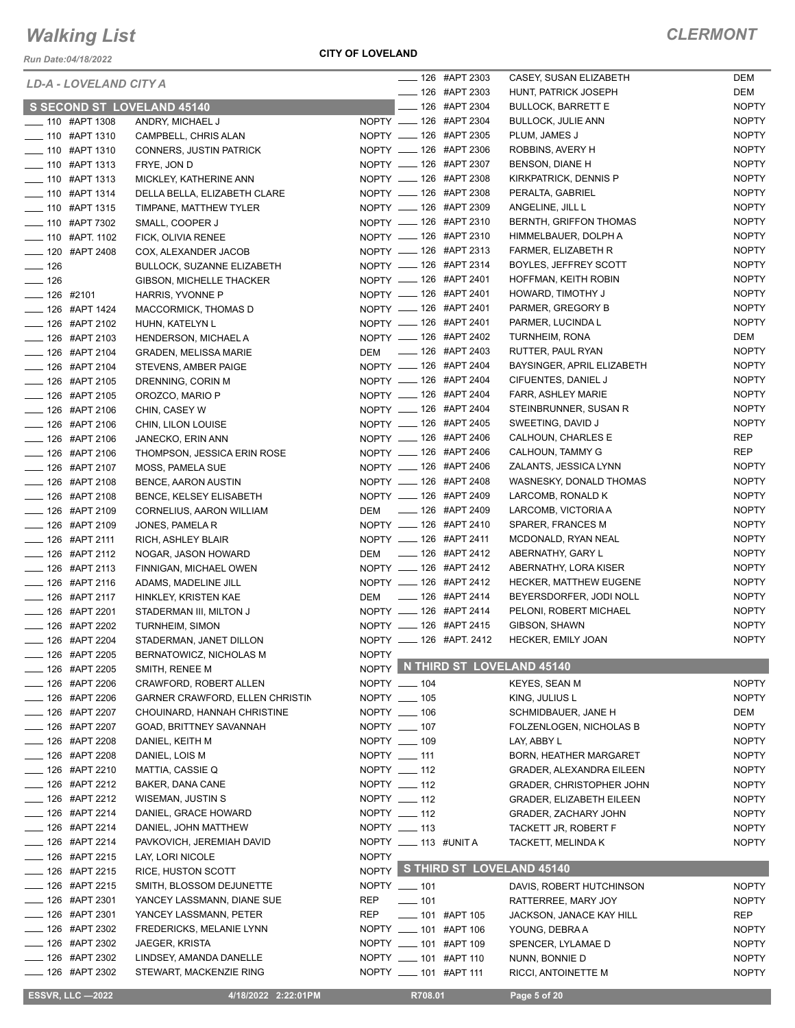# Walking List

## CLERMONT

Run Date:04/18/2022

**CITY OF LOVELAND**

*LD-A - LOVELAND CITY A*

### S SECOND ST LOVELAND 45140

| Address | Name | Party |
|---|---|---|
| ____ 110 #APT 1308 | ANDRY, MICHAEL J | NOPTY |
| ____ 110 #APT 1310 | CAMPBELL, CHRIS ALAN | NOPTY |
| ____ 110 #APT 1310 | CONNERS, JUSTIN PATRICK | NOPTY |
| ____ 110 #APT 1313 | FRYE, JON D | NOPTY |
| ____ 110 #APT 1313 | MICKLEY, KATHERINE ANN | NOPTY |
| ____ 110 #APT 1314 | DELLA BELLA, ELIZABETH CLARE | NOPTY |
| ____ 110 #APT 1315 | TIMPANE, MATTHEW TYLER | NOPTY |
| ____ 110 #APT 7302 | SMALL, COOPER J | NOPTY |
| ____ 110 #APT. 1102 | FICK, OLIVIA RENEE | NOPTY |
| ____ 120 #APT 2408 | COX, ALEXANDER JACOB | NOPTY |
| ____ 126 | BULLOCK, SUZANNE ELIZABETH | NOPTY |
| ____ 126 | GIBSON, MICHELLE THACKER | NOPTY |
| ____ 126 #2101 | HARRIS, YVONNE P | NOPTY |
| ____ 126 #APT 1424 | MACCORMICK, THOMAS D | NOPTY |
| ____ 126 #APT 2102 | HUHN, KATELYN L | NOPTY |
| ____ 126 #APT 2103 | HENDERSON, MICHAEL A | NOPTY |
| ____ 126 #APT 2104 | GRADEN, MELISSA MARIE | DEM |
| ____ 126 #APT 2104 | STEVENS, AMBER PAIGE | NOPTY |
| ____ 126 #APT 2105 | DRENNING, CORIN M | NOPTY |
| ____ 126 #APT 2105 | OROZCO, MARIO P | NOPTY |
| ____ 126 #APT 2106 | CHIN, CASEY W | NOPTY |
| ____ 126 #APT 2106 | CHIN, LILON LOUISE | NOPTY |
| ____ 126 #APT 2106 | JANECKO, ERIN ANN | NOPTY |
| ____ 126 #APT 2106 | THOMPSON, JESSICA ERIN ROSE | NOPTY |
| ____ 126 #APT 2107 | MOSS, PAMELA SUE | NOPTY |
| ____ 126 #APT 2108 | BENCE, AARON AUSTIN | NOPTY |
| ____ 126 #APT 2108 | BENCE, KELSEY ELISABETH | NOPTY |
| ____ 126 #APT 2109 | CORNELIUS, AARON WILLIAM | DEM |
| ____ 126 #APT 2109 | JONES, PAMELA R | NOPTY |
| ____ 126 #APT 2111 | RICH, ASHLEY BLAIR | NOPTY |
| ____ 126 #APT 2112 | NOGAR, JASON HOWARD | DEM |
| ____ 126 #APT 2113 | FINNIGAN, MICHAEL OWEN | NOPTY |
| ____ 126 #APT 2116 | ADAMS, MADELINE JILL | NOPTY |
| ____ 126 #APT 2117 | HINKLEY, KRISTEN KAE | DEM |
| ____ 126 #APT 2201 | STADERMAN III, MILTON J | NOPTY |
| ____ 126 #APT 2202 | TURNHEIM, SIMON | NOPTY |
| ____ 126 #APT 2204 | STADERMAN, JANET DILLON | NOPTY |
| ____ 126 #APT 2205 | BERNATOWICZ, NICHOLAS M | NOPTY |
| ____ 126 #APT 2205 | SMITH, RENEE M | NOPTY |
| ____ 126 #APT 2206 | CRAWFORD, ROBERT ALLEN | NOPTY |
| ____ 126 #APT 2206 | GARNER CRAWFORD, ELLEN CHRISTIN | NOPTY |
| ____ 126 #APT 2207 | CHOUINARD, HANNAH CHRISTINE | NOPTY |
| ____ 126 #APT 2207 | GOAD, BRITTNEY SAVANNAH | NOPTY |
| ____ 126 #APT 2208 | DANIEL, KEITH M | NOPTY |
| ____ 126 #APT 2208 | DANIEL, LOIS M | NOPTY |
| ____ 126 #APT 2210 | MATTIA, CASSIE Q | NOPTY |
| ____ 126 #APT 2212 | BAKER, DANA CANE | NOPTY |
| ____ 126 #APT 2212 | WISEMAN, JUSTIN S | NOPTY |
| ____ 126 #APT 2214 | DANIEL, GRACE HOWARD | NOPTY |
| ____ 126 #APT 2214 | DANIEL, JOHN MATTHEW | NOPTY |
| ____ 126 #APT 2214 | PAVKOVICH, JEREMIAH DAVID | NOPTY |
| ____ 126 #APT 2215 | LAY, LORI NICOLE | NOPTY |
| ____ 126 #APT 2215 | RICE, HUSTON SCOTT | NOPTY |
| ____ 126 #APT 2215 | SMITH, BLOSSOM DEJUNETTE | NOPTY |
| ____ 126 #APT 2301 | YANCEY LASSMANN, DIANE SUE | REP |
| ____ 126 #APT 2301 | YANCEY LASSMANN, PETER | REP |
| ____ 126 #APT 2302 | FREDERICKS, MELANIE LYNN | NOPTY |
| ____ 126 #APT 2302 | JAEGER, KRISTA | NOPTY |
| ____ 126 #APT 2302 | LINDSEY, AMANDA DANELLE | NOPTY |
| ____ 126 #APT 2302 | STEWART, MACKENZIE RING | NOPTY |
| ____ 126 #APT 2303 | CASEY, SUSAN ELIZABETH | DEM |
| ____ 126 #APT 2303 | HUNT, PATRICK JOSEPH | DEM |
| ____ 126 #APT 2304 | BULLOCK, BARRETT E | NOPTY |
| ____ 126 #APT 2304 | BULLOCK, JULIE ANN | NOPTY |
| ____ 126 #APT 2305 | PLUM, JAMES J | NOPTY |
| ____ 126 #APT 2306 | ROBBINS, AVERY H | NOPTY |
| ____ 126 #APT 2307 | BENSON, DIANE H | NOPTY |
| ____ 126 #APT 2308 | KIRKPATRICK, DENNIS P | NOPTY |
| ____ 126 #APT 2308 | PERALTA, GABRIEL | NOPTY |
| ____ 126 #APT 2309 | ANGELINE, JILL L | NOPTY |
| ____ 126 #APT 2310 | BERNTH, GRIFFON THOMAS | NOPTY |
| ____ 126 #APT 2310 | HIMMELBAUER, DOLPH A | NOPTY |
| ____ 126 #APT 2313 | FARMER, ELIZABETH R | NOPTY |
| ____ 126 #APT 2314 | BOYLES, JEFFREY SCOTT | NOPTY |
| ____ 126 #APT 2401 | HOFFMAN, KEITH ROBIN | NOPTY |
| ____ 126 #APT 2401 | HOWARD, TIMOTHY J | NOPTY |
| ____ 126 #APT 2401 | PARMER, GREGORY B | NOPTY |
| ____ 126 #APT 2401 | PARMER, LUCINDA L | NOPTY |
| ____ 126 #APT 2402 | TURNHEIM, RONA | DEM |
| ____ 126 #APT 2403 | RUTTER, PAUL RYAN | NOPTY |
| ____ 126 #APT 2404 | BAYSINGER, APRIL ELIZABETH | NOPTY |
| ____ 126 #APT 2404 | CIFUENTES, DANIEL J | NOPTY |
| ____ 126 #APT 2404 | FARR, ASHLEY MARIE | NOPTY |
| ____ 126 #APT 2404 | STEINBRUNNER, SUSAN R | NOPTY |
| ____ 126 #APT 2405 | SWEETING, DAVID J | NOPTY |
| ____ 126 #APT 2406 | CALHOUN, CHARLES E | REP |
| ____ 126 #APT 2406 | CALHOUN, TAMMY G | REP |
| ____ 126 #APT 2406 | ZALANTS, JESSICA LYNN | NOPTY |
| ____ 126 #APT 2408 | WASNESKY, DONALD THOMAS | NOPTY |
| ____ 126 #APT 2409 | LARCOMB, RONALD K | NOPTY |
| ____ 126 #APT 2409 | LARCOMB, VICTORIA A | NOPTY |
| ____ 126 #APT 2410 | SPARER, FRANCES M | NOPTY |
| ____ 126 #APT 2411 | MCDONALD, RYAN NEAL | NOPTY |
| ____ 126 #APT 2412 | ABERNATHY, GARY L | NOPTY |
| ____ 126 #APT 2412 | ABERNATHY, LORA KISER | NOPTY |
| ____ 126 #APT 2412 | HECKER, MATTHEW EUGENE | NOPTY |
| ____ 126 #APT 2414 | BEYERSDORFER, JODI NOLL | NOPTY |
| ____ 126 #APT 2414 | PELONI, ROBERT MICHAEL | NOPTY |
| ____ 126 #APT 2415 | GIBSON, SHAWN | NOPTY |
| ____ 126 #APT. 2412 | HECKER, EMILY JOAN | NOPTY |

### N THIRD ST LOVELAND 45140

| Address | Name | Party |
|---|---|---|
| ____ 104 | KEYES, SEAN M | NOPTY |
| ____ 105 | KING, JULIUS L | NOPTY |
| ____ 106 | SCHMIDBAUER, JANE H | DEM |
| ____ 107 | FOLZENLOGEN, NICHOLAS B | NOPTY |
| ____ 109 | LAY, ABBY L | NOPTY |
| ____ 111 | BORN, HEATHER MARGARET | NOPTY |
| ____ 112 | GRADER, ALEXANDRA EILEEN | NOPTY |
| ____ 112 | GRADER, CHRISTOPHER JOHN | NOPTY |
| ____ 112 | GRADER, ELIZABETH EILEEN | NOPTY |
| ____ 112 | GRADER, ZACHARY JOHN | NOPTY |
| ____ 113 | TACKETT JR, ROBERT F | NOPTY |
| ____ 113 #UNIT A | TACKETT, MELINDA K | NOPTY |

### S THIRD ST LOVELAND 45140

| Address | Name | Party |
|---|---|---|
| ____ 101 | DAVIS, ROBERT HUTCHINSON | NOPTY |
| ____ 101 | RATTERREE, MARY JOY | NOPTY |
| ____ 101 #APT 105 | JACKSON, JANACE KAY HILL | REP |
| ____ 101 #APT 106 | YOUNG, DEBRA A | NOPTY |
| ____ 101 #APT 109 | SPENCER, LYLAMAE D | NOPTY |
| ____ 101 #APT 110 | NUNN, BONNIE D | NOPTY |
| ____ 101 #APT 111 | RICCI, ANTOINETTE M | NOPTY |

ESSVR, LLC —2022 &nbsp;&nbsp; 4/18/2022 2:22:01PM &nbsp;&nbsp; R708.01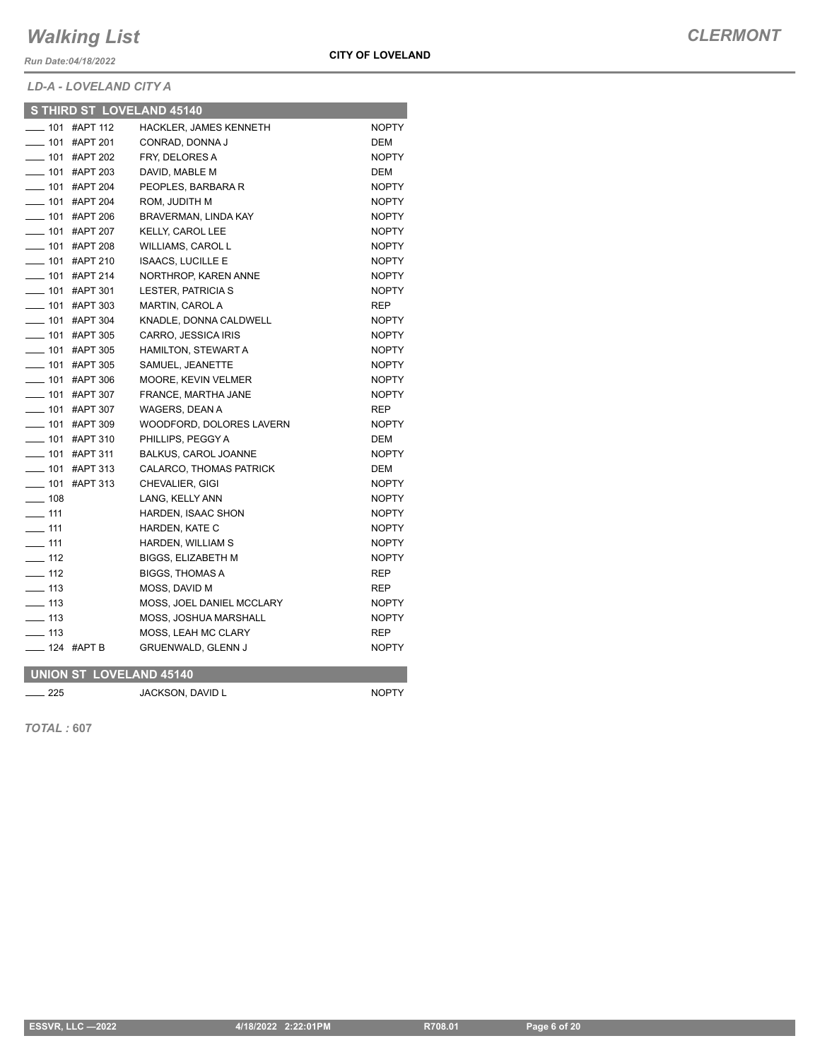# Walking List

**CLERMONT**

*Run Date:04/18/2022*

**CITY OF LOVELAND**

*LD-A - LOVELAND CITY A*

## S THIRD ST LOVELAND 45140

| No. | Apt | Name | Party |
|---|---|---|---|
| ____ 101 | #APT 112 | HACKLER, JAMES KENNETH | NOPTY |
| ____ 101 | #APT 201 | CONRAD, DONNA J | DEM |
| ____ 101 | #APT 202 | FRY, DELORES A | NOPTY |
| ____ 101 | #APT 203 | DAVID, MABLE M | DEM |
| ____ 101 | #APT 204 | PEOPLES, BARBARA R | NOPTY |
| ____ 101 | #APT 204 | ROM, JUDITH M | NOPTY |
| ____ 101 | #APT 206 | BRAVERMAN, LINDA KAY | NOPTY |
| ____ 101 | #APT 207 | KELLY, CAROL LEE | NOPTY |
| ____ 101 | #APT 208 | WILLIAMS, CAROL L | NOPTY |
| ____ 101 | #APT 210 | ISAACS, LUCILLE E | NOPTY |
| ____ 101 | #APT 214 | NORTHROP, KAREN ANNE | NOPTY |
| ____ 101 | #APT 301 | LESTER, PATRICIA S | NOPTY |
| ____ 101 | #APT 303 | MARTIN, CAROL A | REP |
| ____ 101 | #APT 304 | KNADLE, DONNA CALDWELL | NOPTY |
| ____ 101 | #APT 305 | CARRO, JESSICA IRIS | NOPTY |
| ____ 101 | #APT 305 | HAMILTON, STEWART A | NOPTY |
| ____ 101 | #APT 305 | SAMUEL, JEANETTE | NOPTY |
| ____ 101 | #APT 306 | MOORE, KEVIN VELMER | NOPTY |
| ____ 101 | #APT 307 | FRANCE, MARTHA JANE | NOPTY |
| ____ 101 | #APT 307 | WAGERS, DEAN A | REP |
| ____ 101 | #APT 309 | WOODFORD, DOLORES LAVERN | NOPTY |
| ____ 101 | #APT 310 | PHILLIPS, PEGGY A | DEM |
| ____ 101 | #APT 311 | BALKUS, CAROL JOANNE | NOPTY |
| ____ 101 | #APT 313 | CALARCO, THOMAS PATRICK | DEM |
| ____ 101 | #APT 313 | CHEVALIER, GIGI | NOPTY |
| ____ 108 | | LANG, KELLY ANN | NOPTY |
| ____ 111 | | HARDEN, ISAAC SHON | NOPTY |
| ____ 111 | | HARDEN, KATE C | NOPTY |
| ____ 111 | | HARDEN, WILLIAM S | NOPTY |
| ____ 112 | | BIGGS, ELIZABETH M | NOPTY |
| ____ 112 | | BIGGS, THOMAS A | REP |
| ____ 113 | | MOSS, DAVID M | REP |
| ____ 113 | | MOSS, JOEL DANIEL MCCLARY | NOPTY |
| ____ 113 | | MOSS, JOSHUA MARSHALL | NOPTY |
| ____ 113 | | MOSS, LEAH MC CLARY | REP |
| ____ 124 | #APT B | GRUENWALD, GLENN J | NOPTY |

## UNION ST LOVELAND 45140

| No. | Apt | Name | Party |
|---|---|---|---|
| ____ 225 | | JACKSON, DAVID L | NOPTY |

***TOTAL :* 607**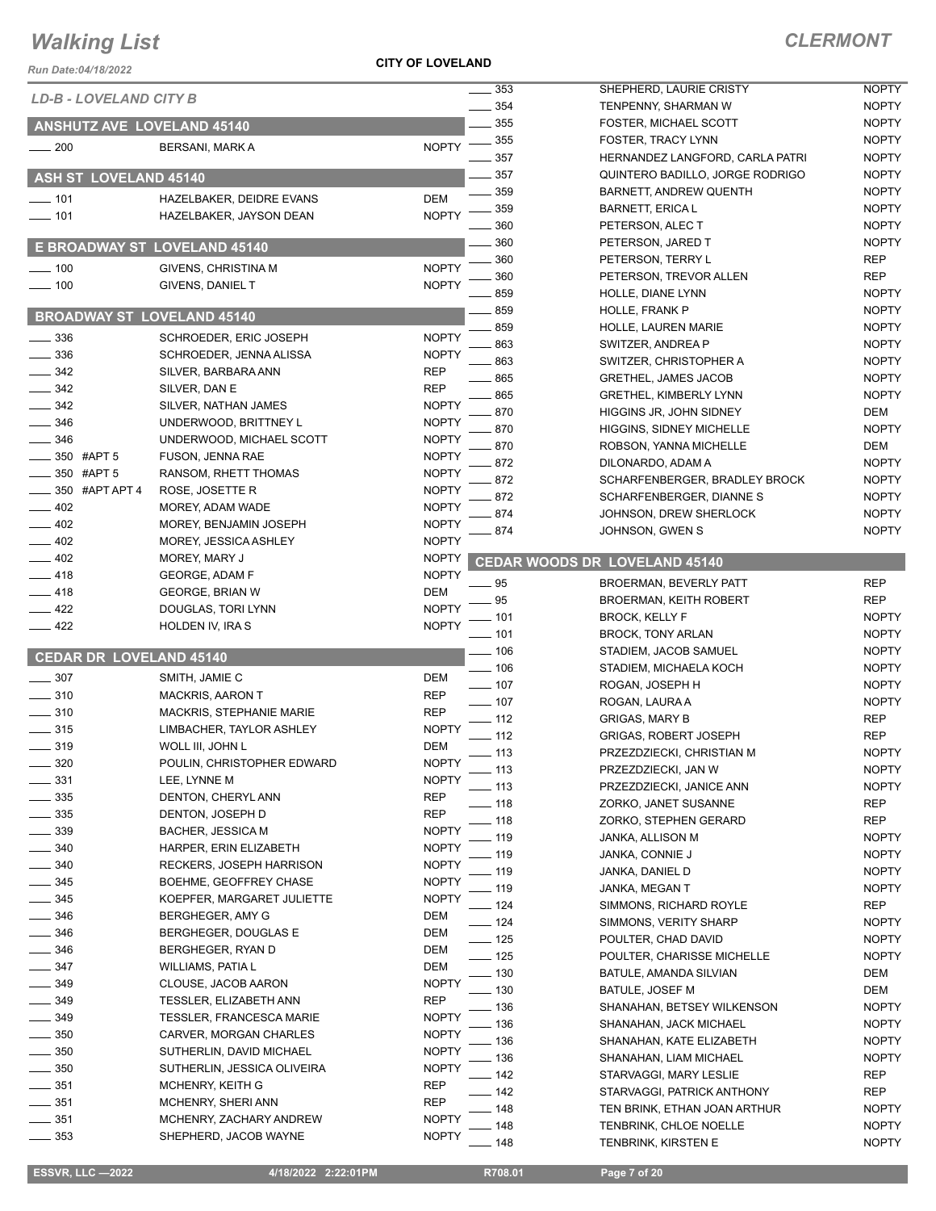# Walking List

## CLERMONT

**CITY OF LOVELAND**

Run Date:04/18/2022

### LD-B - LOVELAND CITY B

### ANSHUTZ AVE LOVELAND 45140

| No. | Name | Party |
|---|---|---|
| 200 | BERSANI, MARK A | NOPTY |

### ASH ST LOVELAND 45140

| No. | Name | Party |
|---|---|---|
| 101 | HAZELBAKER, DEIDRE EVANS | DEM |
| 101 | HAZELBAKER, JAYSON DEAN | NOPTY |

### E BROADWAY ST LOVELAND 45140

| No. | Name | Party |
|---|---|---|
| 100 | GIVENS, CHRISTINA M | NOPTY |
| 100 | GIVENS, DANIEL T | NOPTY |

### BROADWAY ST LOVELAND 45140

| No. | Name | Party |
|---|---|---|
| 336 | SCHROEDER, ERIC JOSEPH | NOPTY |
| 336 | SCHROEDER, JENNA ALISSA | NOPTY |
| 342 | SILVER, BARBARA ANN | REP |
| 342 | SILVER, DAN E | REP |
| 342 | SILVER, NATHAN JAMES | NOPTY |
| 346 | UNDERWOOD, BRITTNEY L | NOPTY |
| 346 | UNDERWOOD, MICHAEL SCOTT | NOPTY |
| 350 #APT 5 | FUSON, JENNA RAE | NOPTY |
| 350 #APT 5 | RANSOM, RHETT THOMAS | NOPTY |
| 350 #APT APT 4 | ROSE, JOSETTE R | NOPTY |
| 402 | MOREY, ADAM WADE | NOPTY |
| 402 | MOREY, BENJAMIN JOSEPH | NOPTY |
| 402 | MOREY, JESSICA ASHLEY | NOPTY |
| 402 | MOREY, MARY J | NOPTY |
| 418 | GEORGE, ADAM F | NOPTY |
| 418 | GEORGE, BRIAN W | DEM |
| 422 | DOUGLAS, TORI LYNN | NOPTY |
| 422 | HOLDEN IV, IRA S | NOPTY |

### CEDAR DR LOVELAND 45140

| No. | Name | Party |
|---|---|---|
| 307 | SMITH, JAMIE C | DEM |
| 310 | MACKRIS, AARON T | REP |
| 310 | MACKRIS, STEPHANIE MARIE | REP |
| 315 | LIMBACHER, TAYLOR ASHLEY | NOPTY |
| 319 | WOLL III, JOHN L | DEM |
| 320 | POULIN, CHRISTOPHER EDWARD | NOPTY |
| 331 | LEE, LYNNE M | NOPTY |
| 335 | DENTON, CHERYL ANN | REP |
| 335 | DENTON, JOSEPH D | REP |
| 339 | BACHER, JESSICA M | NOPTY |
| 340 | HARPER, ERIN ELIZABETH | NOPTY |
| 340 | RECKERS, JOSEPH HARRISON | NOPTY |
| 345 | BOEHME, GEOFFREY CHASE | NOPTY |
| 345 | KOEPFER, MARGARET JULIETTE | NOPTY |
| 346 | BERGHEGER, AMY G | DEM |
| 346 | BERGHEGER, DOUGLAS E | DEM |
| 346 | BERGHEGER, RYAN D | DEM |
| 347 | WILLIAMS, PATIA L | DEM |
| 349 | CLOUSE, JACOB AARON | NOPTY |
| 349 | TESSLER, ELIZABETH ANN | REP |
| 349 | TESSLER, FRANCESCA MARIE | NOPTY |
| 350 | CARVER, MORGAN CHARLES | NOPTY |
| 350 | SUTHERLIN, DAVID MICHAEL | NOPTY |
| 350 | SUTHERLIN, JESSICA OLIVEIRA | NOPTY |
| 351 | MCHENRY, KEITH G | REP |
| 351 | MCHENRY, SHERI ANN | REP |
| 351 | MCHENRY, ZACHARY ANDREW | NOPTY |
| 353 | SHEPHERD, JACOB WAYNE | NOPTY |
| 353 | SHEPHERD, LAURIE CRISTY | NOPTY |
| 354 | TENPENNY, SHARMAN W | NOPTY |
| 355 | FOSTER, MICHAEL SCOTT | NOPTY |
| 355 | FOSTER, TRACY LYNN | NOPTY |
| 357 | HERNANDEZ LANGFORD, CARLA PATRI | NOPTY |
| 357 | QUINTERO BADILLO, JORGE RODRIGO | NOPTY |
| 359 | BARNETT, ANDREW QUENTH | NOPTY |
| 359 | BARNETT, ERICA L | NOPTY |
| 360 | PETERSON, ALEC T | NOPTY |
| 360 | PETERSON, JARED T | NOPTY |
| 360 | PETERSON, TERRY L | REP |
| 360 | PETERSON, TREVOR ALLEN | REP |
| 859 | HOLLE, DIANE LYNN | NOPTY |
| 859 | HOLLE, FRANK P | NOPTY |
| 859 | HOLLE, LAUREN MARIE | NOPTY |
| 863 | SWITZER, ANDREA P | NOPTY |
| 863 | SWITZER, CHRISTOPHER A | NOPTY |
| 865 | GRETHEL, JAMES JACOB | NOPTY |
| 865 | GRETHEL, KIMBERLY LYNN | NOPTY |
| 870 | HIGGINS JR, JOHN SIDNEY | DEM |
| 870 | HIGGINS, SIDNEY MICHELLE | NOPTY |
| 870 | ROBSON, YANNA MICHELLE | DEM |
| 872 | DILONARDO, ADAM A | NOPTY |
| 872 | SCHARFENBERGER, BRADLEY BROCK | NOPTY |
| 872 | SCHARFENBERGER, DIANNE S | NOPTY |
| 874 | JOHNSON, DREW SHERLOCK | NOPTY |
| 874 | JOHNSON, GWEN S | NOPTY |

### CEDAR WOODS DR LOVELAND 45140

| No. | Name | Party |
|---|---|---|
| 95 | BROERMAN, BEVERLY PATT | REP |
| 95 | BROERMAN, KEITH ROBERT | REP |
| 101 | BROCK, KELLY F | NOPTY |
| 101 | BROCK, TONY ARLAN | NOPTY |
| 106 | STADIEM, JACOB SAMUEL | NOPTY |
| 106 | STADIEM, MICHAELA KOCH | NOPTY |
| 107 | ROGAN, JOSEPH H | NOPTY |
| 107 | ROGAN, LAURA A | NOPTY |
| 112 | GRIGAS, MARY B | REP |
| 112 | GRIGAS, ROBERT JOSEPH | REP |
| 113 | PRZEZDZIECKI, CHRISTIAN M | NOPTY |
| 113 | PRZEZDZIECKI, JAN W | NOPTY |
| 113 | PRZEZDZIECKI, JANICE ANN | NOPTY |
| 118 | ZORKO, JANET SUSANNE | REP |
| 118 | ZORKO, STEPHEN GERARD | REP |
| 119 | JANKA, ALLISON M | NOPTY |
| 119 | JANKA, CONNIE J | NOPTY |
| 119 | JANKA, DANIEL D | NOPTY |
| 119 | JANKA, MEGAN T | NOPTY |
| 124 | SIMMONS, RICHARD ROYLE | REP |
| 124 | SIMMONS, VERITY SHARP | NOPTY |
| 125 | POULTER, CHAD DAVID | NOPTY |
| 125 | POULTER, CHARISSE MICHELLE | NOPTY |
| 130 | BATULE, AMANDA SILVIAN | DEM |
| 130 | BATULE, JOSEF M | DEM |
| 136 | SHANAHAN, BETSEY WILKENSON | NOPTY |
| 136 | SHANAHAN, JACK MICHAEL | NOPTY |
| 136 | SHANAHAN, KATE ELIZABETH | NOPTY |
| 136 | SHANAHAN, LIAM MICHAEL | NOPTY |
| 142 | STARVAGGI, MARY LESLIE | REP |
| 142 | STARVAGGI, PATRICK ANTHONY | REP |
| 148 | TEN BRINK, ETHAN JOAN ARTHUR | NOPTY |
| 148 | TENBRINK, CHLOE NOELLE | NOPTY |
| 148 | TENBRINK, KIRSTEN E | NOPTY |

ESSVR, LLC —2022 4/18/2022 2:22:01PM R708.01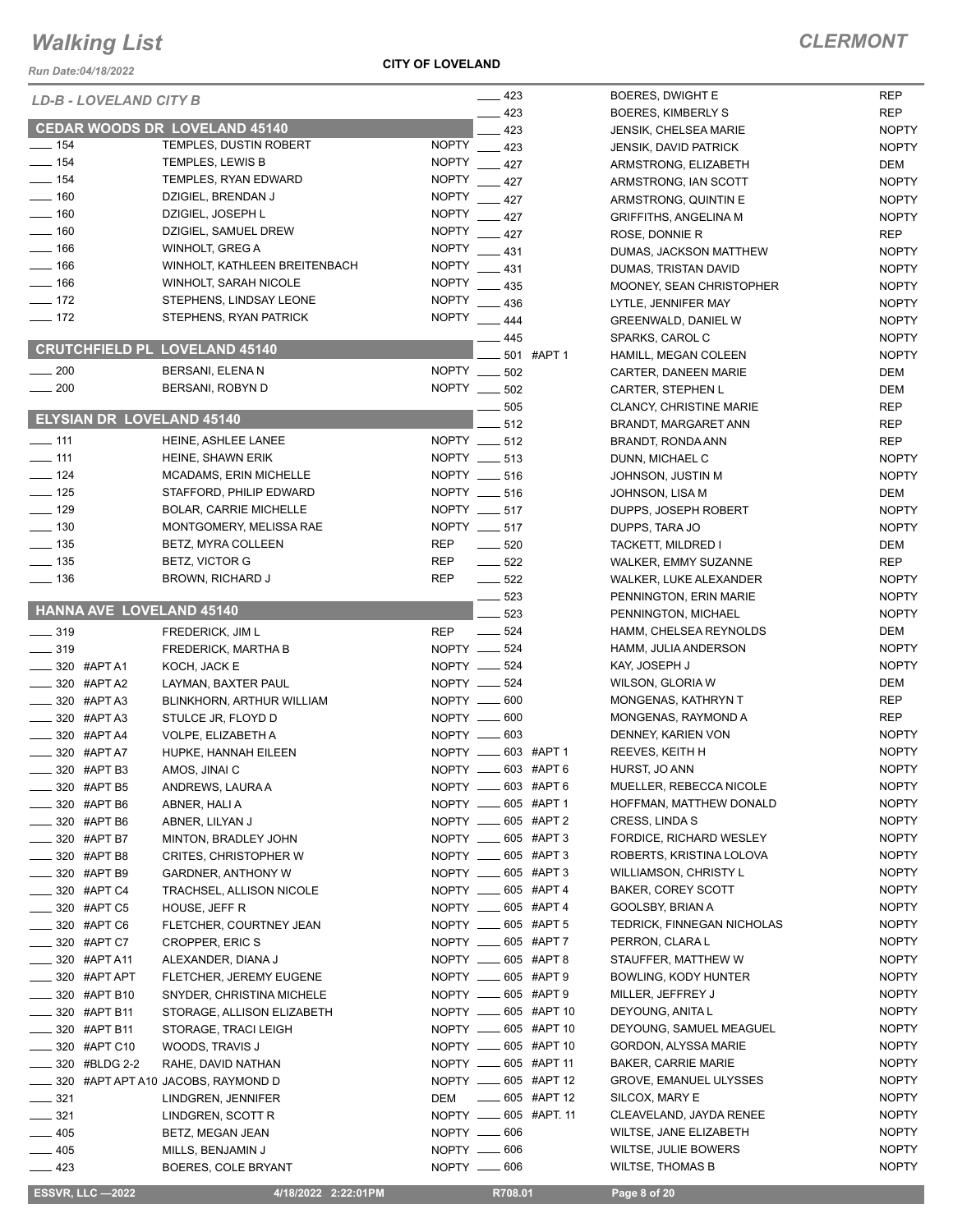# Walking List

**CLERMONT**

Run Date:04/18/2022

**CITY OF LOVELAND**

*LD-B - LOVELAND CITY B*

## CEDAR WOODS DR LOVELAND 45140

| No. | Name | Party |
|---|---|---|
| 154 | TEMPLES, DUSTIN ROBERT | NOPTY |
| 154 | TEMPLES, LEWIS B | NOPTY |
| 154 | TEMPLES, RYAN EDWARD | NOPTY |
| 160 | DZIGIEL, BRENDAN J | NOPTY |
| 160 | DZIGIEL, JOSEPH L | NOPTY |
| 160 | DZIGIEL, SAMUEL DREW | NOPTY |
| 166 | WINHOLT, GREG A | NOPTY |
| 166 | WINHOLT, KATHLEEN BREITENBACH | NOPTY |
| 166 | WINHOLT, SARAH NICOLE | NOPTY |
| 172 | STEPHENS, LINDSAY LEONE | NOPTY |
| 172 | STEPHENS, RYAN PATRICK | NOPTY |

## CRUTCHFIELD PL LOVELAND 45140

| No. | Name | Party |
|---|---|---|
| 200 | BERSANI, ELENA N | NOPTY |
| 200 | BERSANI, ROBYN D | NOPTY |

## ELYSIAN DR LOVELAND 45140

| No. | Name | Party |
|---|---|---|
| 111 | HEINE, ASHLEE LANEE | NOPTY |
| 111 | HEINE, SHAWN ERIK | NOPTY |
| 124 | MCADAMS, ERIN MICHELLE | NOPTY |
| 125 | STAFFORD, PHILIP EDWARD | NOPTY |
| 129 | BOLAR, CARRIE MICHELLE | NOPTY |
| 130 | MONTGOMERY, MELISSA RAE | NOPTY |
| 135 | BETZ, MYRA COLLEEN | REP |
| 135 | BETZ, VICTOR G | REP |
| 136 | BROWN, RICHARD J | REP |

## HANNA AVE LOVELAND 45140

| No. | Name | Party |
|---|---|---|
| 319 | FREDERICK, JIM L | REP |
| 319 | FREDERICK, MARTHA B | NOPTY |
| 320 #APT A1 | KOCH, JACK E | NOPTY |
| 320 #APT A2 | LAYMAN, BAXTER PAUL | NOPTY |
| 320 #APT A3 | BLINKHORN, ARTHUR WILLIAM | NOPTY |
| 320 #APT A3 | STULCE JR, FLOYD D | NOPTY |
| 320 #APT A4 | VOLPE, ELIZABETH A | NOPTY |
| 320 #APT A7 | HUPKE, HANNAH EILEEN | NOPTY |
| 320 #APT B3 | AMOS, JINAI C | NOPTY |
| 320 #APT B5 | ANDREWS, LAURA A | NOPTY |
| 320 #APT B6 | ABNER, HALI A | NOPTY |
| 320 #APT B6 | ABNER, LILYAN J | NOPTY |
| 320 #APT B7 | MINTON, BRADLEY JOHN | NOPTY |
| 320 #APT B8 | CRITES, CHRISTOPHER W | NOPTY |
| 320 #APT B9 | GARDNER, ANTHONY W | NOPTY |
| 320 #APT C4 | TRACHSEL, ALLISON NICOLE | NOPTY |
| 320 #APT C5 | HOUSE, JEFF R | NOPTY |
| 320 #APT C6 | FLETCHER, COURTNEY JEAN | NOPTY |
| 320 #APT C7 | CROPPER, ERIC S | NOPTY |
| 320 #APT A11 | ALEXANDER, DIANA J | NOPTY |
| 320 #APT APT | FLETCHER, JEREMY EUGENE | NOPTY |
| 320 #APT B10 | SNYDER, CHRISTINA MICHELE | NOPTY |
| 320 #APT B11 | STORAGE, ALLISON ELIZABETH | NOPTY |
| 320 #APT B11 | STORAGE, TRACI LEIGH | NOPTY |
| 320 #APT C10 | WOODS, TRAVIS J | NOPTY |
| 320 #BLDG 2-2 | RAHE, DAVID NATHAN | NOPTY |
| 320 #APT APT A10 | JACOBS, RAYMOND D | NOPTY |
| 321 | LINDGREN, JENNIFER | DEM |
| 321 | LINDGREN, SCOTT R | NOPTY |
| 405 | BETZ, MEGAN JEAN | NOPTY |
| 405 | MILLS, BENJAMIN J | NOPTY |
| 423 | BOERES, COLE BRYANT | NOPTY |
| 423 | BOERES, DWIGHT E | REP |
| 423 | BOERES, KIMBERLY S | REP |
| 423 | JENSIK, CHELSEA MARIE | NOPTY |
| 423 | JENSIK, DAVID PATRICK | NOPTY |
| 427 | ARMSTRONG, ELIZABETH | DEM |
| 427 | ARMSTRONG, IAN SCOTT | NOPTY |
| 427 | ARMSTRONG, QUINTIN E | NOPTY |
| 427 | GRIFFITHS, ANGELINA M | NOPTY |
| 427 | ROSE, DONNIE R | REP |
| 431 | DUMAS, JACKSON MATTHEW | NOPTY |
| 431 | DUMAS, TRISTAN DAVID | NOPTY |
| 435 | MOONEY, SEAN CHRISTOPHER | NOPTY |
| 436 | LYTLE, JENNIFER MAY | NOPTY |
| 444 | GREENWALD, DANIEL W | NOPTY |
| 445 | SPARKS, CAROL C | NOPTY |
| 501 #APT 1 | HAMILL, MEGAN COLEEN | NOPTY |
| 502 | CARTER, DANEEN MARIE | DEM |
| 502 | CARTER, STEPHEN L | DEM |
| 505 | CLANCY, CHRISTINE MARIE | REP |
| 512 | BRANDT, MARGARET ANN | REP |
| 512 | BRANDT, RONDA ANN | REP |
| 513 | DUNN, MICHAEL C | NOPTY |
| 516 | JOHNSON, JUSTIN M | NOPTY |
| 516 | JOHNSON, LISA M | DEM |
| 517 | DUPPS, JOSEPH ROBERT | NOPTY |
| 517 | DUPPS, TARA JO | NOPTY |
| 520 | TACKETT, MILDRED I | DEM |
| 522 | WALKER, EMMY SUZANNE | REP |
| 522 | WALKER, LUKE ALEXANDER | NOPTY |
| 523 | PENNINGTON, ERIN MARIE | NOPTY |
| 523 | PENNINGTON, MICHAEL | NOPTY |
| 524 | HAMM, CHELSEA REYNOLDS | DEM |
| 524 | HAMM, JULIA ANDERSON | NOPTY |
| 524 | KAY, JOSEPH J | NOPTY |
| 524 | WILSON, GLORIA W | DEM |
| 600 | MONGENAS, KATHRYN T | REP |
| 600 | MONGENAS, RAYMOND A | REP |
| 603 | DENNEY, KARIEN VON | NOPTY |
| 603 #APT 1 | REEVES, KEITH H | NOPTY |
| 603 #APT 6 | HURST, JO ANN | NOPTY |
| 603 #APT 6 | MUELLER, REBECCA NICOLE | NOPTY |
| 605 #APT 1 | HOFFMAN, MATTHEW DONALD | NOPTY |
| 605 #APT 2 | CRESS, LINDA S | NOPTY |
| 605 #APT 3 | FORDICE, RICHARD WESLEY | NOPTY |
| 605 #APT 3 | ROBERTS, KRISTINA LOLOVA | NOPTY |
| 605 #APT 3 | WILLIAMSON, CHRISTY L | NOPTY |
| 605 #APT 4 | BAKER, COREY SCOTT | NOPTY |
| 605 #APT 4 | GOOLSBY, BRIAN A | NOPTY |
| 605 #APT 5 | TEDRICK, FINNEGAN NICHOLAS | NOPTY |
| 605 #APT 7 | PERRON, CLARA L | NOPTY |
| 605 #APT 8 | STAUFFER, MATTHEW W | NOPTY |
| 605 #APT 9 | BOWLING, KODY HUNTER | NOPTY |
| 605 #APT 9 | MILLER, JEFFREY J | NOPTY |
| 605 #APT 10 | DEYOUNG, ANITA L | NOPTY |
| 605 #APT 10 | DEYOUNG, SAMUEL MEAGUEL | NOPTY |
| 605 #APT 10 | GORDON, ALYSSA MARIE | NOPTY |
| 605 #APT 11 | BAKER, CARRIE MARIE | NOPTY |
| 605 #APT 12 | GROVE, EMANUEL ULYSSES | NOPTY |
| 605 #APT 12 | SILCOX, MARY E | NOPTY |
| 605 #APT. 11 | CLEAVELAND, JAYDA RENEE | NOPTY |
| 606 | WILTSE, JANE ELIZABETH | NOPTY |
| 606 | WILTSE, JULIE BOWERS | NOPTY |
| 606 | WILTSE, THOMAS B | NOPTY |

ESSVR, LLC —2022    4/18/2022 2:22:01PM    R708.01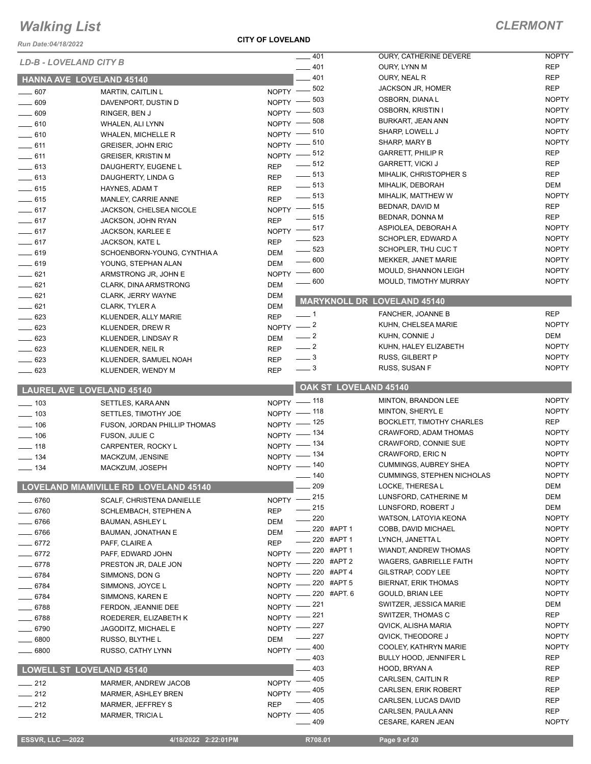# Walking List

**CLERMONT**

Run Date:04/18/2022

**CITY OF LOVELAND**

*LD-B - LOVELAND CITY B*

## HANNA AVE LOVELAND 45140

| No. | Name | Party |
|---|---|---|
| 607 | MARTIN, CAITLIN L | NOPTY |
| 609 | DAVENPORT, DUSTIN D | NOPTY |
| 609 | RINGER, BEN J | NOPTY |
| 610 | WHALEN, ALI LYNN | NOPTY |
| 610 | WHALEN, MICHELLE R | NOPTY |
| 611 | GREISER, JOHN ERIC | NOPTY |
| 611 | GREISER, KRISTIN M | NOPTY |
| 613 | DAUGHERTY, EUGENE L | REP |
| 613 | DAUGHERTY, LINDA G | REP |
| 615 | HAYNES, ADAM T | REP |
| 615 | MANLEY, CARRIE ANNE | REP |
| 617 | JACKSON, CHELSEA NICOLE | NOPTY |
| 617 | JACKSON, JOHN RYAN | REP |
| 617 | JACKSON, KARLEE E | NOPTY |
| 617 | JACKSON, KATE L | REP |
| 619 | SCHOENBORN-YOUNG, CYNTHIA A | DEM |
| 619 | YOUNG, STEPHAN ALAN | DEM |
| 621 | ARMSTRONG JR, JOHN E | NOPTY |
| 621 | CLARK, DINA ARMSTRONG | DEM |
| 621 | CLARK, JERRY WAYNE | DEM |
| 621 | CLARK, TYLER A | DEM |
| 623 | KLUENDER, ALLY MARIE | REP |
| 623 | KLUENDER, DREW R | NOPTY |
| 623 | KLUENDER, LINDSAY R | DEM |
| 623 | KLUENDER, NEIL R | REP |
| 623 | KLUENDER, SAMUEL NOAH | REP |
| 623 | KLUENDER, WENDY M | REP |

## LAUREL AVE LOVELAND 45140

| No. | Name | Party |
|---|---|---|
| 103 | SETTLES, KARA ANN | NOPTY |
| 103 | SETTLES, TIMOTHY JOE | NOPTY |
| 106 | FUSON, JORDAN PHILLIP THOMAS | NOPTY |
| 106 | FUSON, JULIE C | NOPTY |
| 118 | CARPENTER, ROCKY L | NOPTY |
| 134 | MACKZUM, JENSINE | NOPTY |
| 134 | MACKZUM, JOSEPH | NOPTY |

## LOVELAND MIAMIVILLE RD LOVELAND 45140

| No. | Name | Party |
|---|---|---|
| 6760 | SCALF, CHRISTENA DANIELLE | NOPTY |
| 6760 | SCHLEMBACH, STEPHEN A | REP |
| 6766 | BAUMAN, ASHLEY L | DEM |
| 6766 | BAUMAN, JONATHAN E | DEM |
| 6772 | PAFF, CLAIRE A | REP |
| 6772 | PAFF, EDWARD JOHN | NOPTY |
| 6778 | PRESTON JR, DALE JON | NOPTY |
| 6784 | SIMMONS, DON G | NOPTY |
| 6784 | SIMMONS, JOYCE L | NOPTY |
| 6784 | SIMMONS, KAREN E | NOPTY |
| 6788 | FERDON, JEANNIE DEE | NOPTY |
| 6788 | ROEDERER, ELIZABETH K | NOPTY |
| 6790 | JAGODITZ, MICHAEL E | NOPTY |
| 6800 | RUSSO, BLYTHE L | DEM |
| 6800 | RUSSO, CATHY LYNN | NOPTY |

## LOWELL ST LOVELAND 45140

| No. | Name | Party |
|---|---|---|
| 212 | MARMER, ANDREW JACOB | NOPTY |
| 212 | MARMER, ASHLEY BREN | NOPTY |
| 212 | MARMER, JEFFREY S | REP |
| 212 | MARMER, TRICIA L | NOPTY |
| 401 | OURY, CATHERINE DEVERE | NOPTY |
| 401 | OURY, LYNN M | REP |
| 401 | OURY, NEAL R | REP |
| 502 | JACKSON JR, HOMER | REP |
| 503 | OSBORN, DIANA L | NOPTY |
| 503 | OSBORN, KRISTIN I | NOPTY |
| 508 | BURKART, JEAN ANN | NOPTY |
| 510 | SHARP, LOWELL J | NOPTY |
| 510 | SHARP, MARY B | NOPTY |
| 512 | GARRETT, PHILIP R | REP |
| 512 | GARRETT, VICKI J | REP |
| 513 | MIHALIK, CHRISTOPHER S | REP |
| 513 | MIHALIK, DEBORAH | DEM |
| 513 | MIHALIK, MATTHEW W | NOPTY |
| 515 | BEDNAR, DAVID M | REP |
| 515 | BEDNAR, DONNA M | REP |
| 517 | ASPIOLEA, DEBORAH A | NOPTY |
| 523 | SCHOPLER, EDWARD A | NOPTY |
| 523 | SCHOPLER, THU CUC T | NOPTY |
| 600 | MEKKER, JANET MARIE | NOPTY |
| 600 | MOULD, SHANNON LEIGH | NOPTY |
| 600 | MOULD, TIMOTHY MURRAY | NOPTY |

## MARYKNOLL DR LOVELAND 45140

| No. | Name | Party |
|---|---|---|
| 1 | FANCHER, JOANNE B | REP |
| 2 | KUHN, CHELSEA MARIE | NOPTY |
| 2 | KUHN, CONNIE J | DEM |
| 2 | KUHN, HALEY ELIZABETH | NOPTY |
| 3 | RUSS, GILBERT P | NOPTY |
| 3 | RUSS, SUSAN F | NOPTY |

## OAK ST LOVELAND 45140

| No. | Name | Party |
|---|---|---|
| 118 | MINTON, BRANDON LEE | NOPTY |
| 118 | MINTON, SHERYL E | NOPTY |
| 125 | BOCKLETT, TIMOTHY CHARLES | REP |
| 134 | CRAWFORD, ADAM THOMAS | NOPTY |
| 134 | CRAWFORD, CONNIE SUE | NOPTY |
| 134 | CRAWFORD, ERIC N | NOPTY |
| 140 | CUMMINGS, AUBREY SHEA | NOPTY |
| 140 | CUMMINGS, STEPHEN NICHOLAS | NOPTY |
| 209 | LOCKE, THERESA L | DEM |
| 215 | LUNSFORD, CATHERINE M | DEM |
| 215 | LUNSFORD, ROBERT J | DEM |
| 220 | WATSON, LATOYIA KEONA | NOPTY |
| 220 #APT 1 | COBB, DAVID MICHAEL | NOPTY |
| 220 #APT 1 | LYNCH, JANETTA L | NOPTY |
| 220 #APT 1 | WIANDT, ANDREW THOMAS | NOPTY |
| 220 #APT 2 | WAGERS, GABRIELLE FAITH | NOPTY |
| 220 #APT 4 | GILSTRAP, CODY LEE | NOPTY |
| 220 #APT 5 | BIERNAT, ERIK THOMAS | NOPTY |
| 220 #APT. 6 | GOULD, BRIAN LEE | NOPTY |
| 221 | SWITZER, JESSICA MARIE | DEM |
| 221 | SWITZER, THOMAS C | REP |
| 227 | QVICK, ALISHA MARIA | NOPTY |
| 227 | QVICK, THEODORE J | NOPTY |
| 400 | COOLEY, KATHRYN MARIE | NOPTY |
| 403 | BULLY HOOD, JENNIFER L | REP |
| 403 | HOOD, BRYAN A | REP |
| 405 | CARLSEN, CAITLIN R | REP |
| 405 | CARLSEN, ERIK ROBERT | REP |
| 405 | CARLSEN, LUCAS DAVID | REP |
| 405 | CARLSEN, PAULA ANN | REP |
| 409 | CESARE, KAREN JEAN | NOPTY |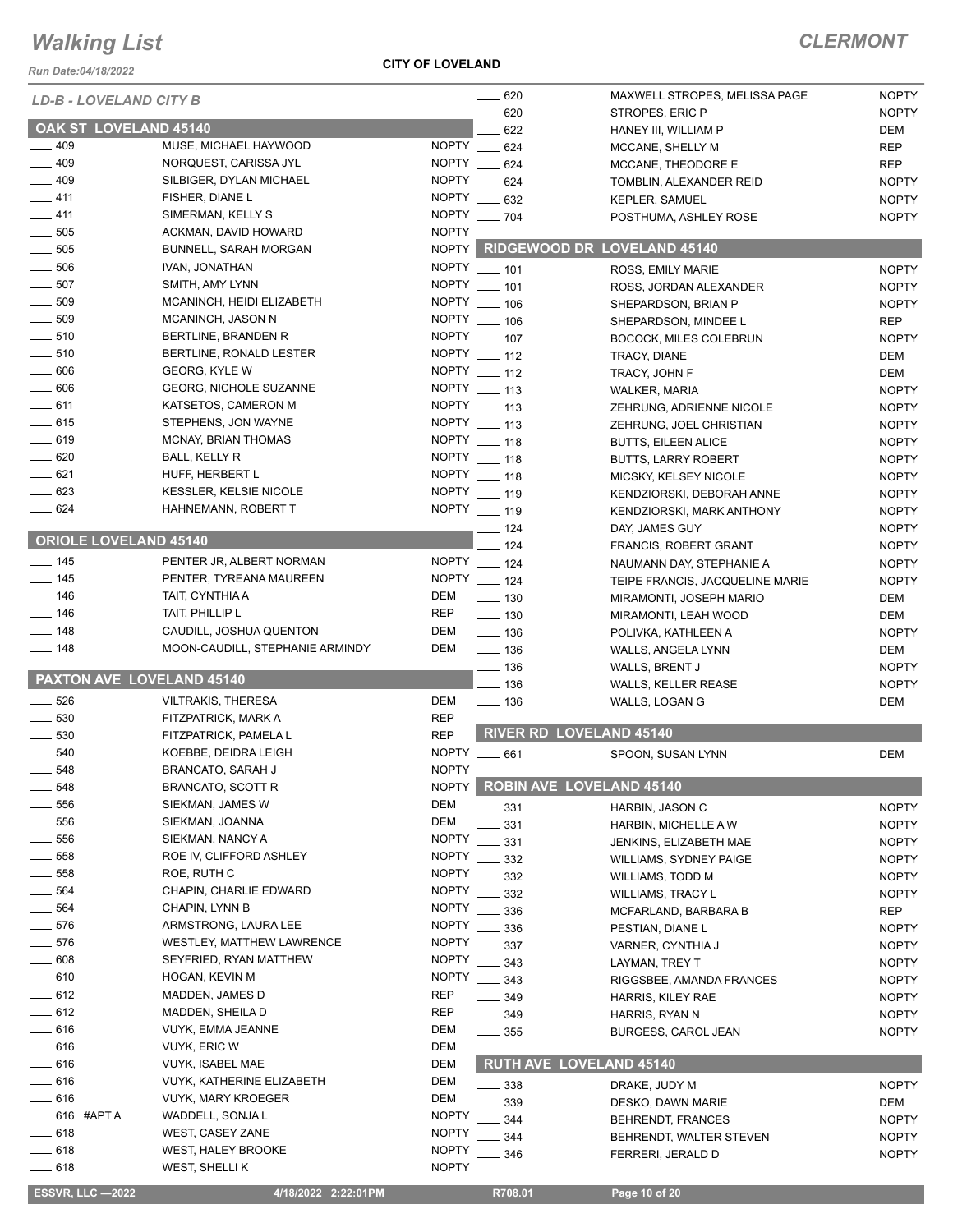# Walking List

**CLERMONT**

**CITY OF LOVELAND**

*Run Date:04/18/2022*

*LD-B - LOVELAND CITY B*

## OAK ST LOVELAND 45140

| No. | Name | Party |
|---|---|---|
| ____ 409 | MUSE, MICHAEL HAYWOOD | NOPTY |
| ____ 409 | NORQUEST, CARISSA JYL | NOPTY |
| ____ 409 | SILBIGER, DYLAN MICHAEL | NOPTY |
| ____ 411 | FISHER, DIANE L | NOPTY |
| ____ 411 | SIMERMAN, KELLY S | NOPTY |
| ____ 505 | ACKMAN, DAVID HOWARD | NOPTY |
| ____ 505 | BUNNELL, SARAH MORGAN | NOPTY |
| ____ 506 | IVAN, JONATHAN | NOPTY |
| ____ 507 | SMITH, AMY LYNN | NOPTY |
| ____ 509 | MCANINCH, HEIDI ELIZABETH | NOPTY |
| ____ 509 | MCANINCH, JASON N | NOPTY |
| ____ 510 | BERTLINE, BRANDEN R | NOPTY |
| ____ 510 | BERTLINE, RONALD LESTER | NOPTY |
| ____ 606 | GEORG, KYLE W | NOPTY |
| ____ 606 | GEORG, NICHOLE SUZANNE | NOPTY |
| ____ 611 | KATSETOS, CAMERON M | NOPTY |
| ____ 615 | STEPHENS, JON WAYNE | NOPTY |
| ____ 619 | MCNAY, BRIAN THOMAS | NOPTY |
| ____ 620 | BALL, KELLY R | NOPTY |
| ____ 621 | HUFF, HERBERT L | NOPTY |
| ____ 623 | KESSLER, KELSIE NICOLE | NOPTY |
| ____ 624 | HAHNEMANN, ROBERT T | NOPTY |

## ORIOLE LOVELAND 45140

| No. | Name | Party |
|---|---|---|
| ____ 145 | PENTER JR, ALBERT NORMAN | NOPTY |
| ____ 145 | PENTER, TYREANA MAUREEN | NOPTY |
| ____ 146 | TAIT, CYNTHIA A | DEM |
| ____ 146 | TAIT, PHILLIP L | REP |
| ____ 148 | CAUDILL, JOSHUA QUENTON | DEM |
| ____ 148 | MOON-CAUDILL, STEPHANIE ARMINDY | DEM |

## PAXTON AVE LOVELAND 45140

| No. | Name | Party |
|---|---|---|
| ____ 526 | VILTRAKIS, THERESA | DEM |
| ____ 530 | FITZPATRICK, MARK A | REP |
| ____ 530 | FITZPATRICK, PAMELA L | REP |
| ____ 540 | KOEBBE, DEIDRA LEIGH | NOPTY |
| ____ 548 | BRANCATO, SARAH J | NOPTY |
| ____ 548 | BRANCATO, SCOTT R | NOPTY |
| ____ 556 | SIEKMAN, JAMES W | DEM |
| ____ 556 | SIEKMAN, JOANNA | DEM |
| ____ 556 | SIEKMAN, NANCY A | NOPTY |
| ____ 558 | ROE IV, CLIFFORD ASHLEY | NOPTY |
| ____ 558 | ROE, RUTH C | NOPTY |
| ____ 564 | CHAPIN, CHARLIE EDWARD | NOPTY |
| ____ 564 | CHAPIN, LYNN B | NOPTY |
| ____ 576 | ARMSTRONG, LAURA LEE | NOPTY |
| ____ 576 | WESTLEY, MATTHEW LAWRENCE | NOPTY |
| ____ 608 | SEYFRIED, RYAN MATTHEW | NOPTY |
| ____ 610 | HOGAN, KEVIN M | NOPTY |
| ____ 612 | MADDEN, JAMES D | REP |
| ____ 612 | MADDEN, SHEILA D | REP |
| ____ 616 | VUYK, EMMA JEANNE | DEM |
| ____ 616 | VUYK, ERIC W | DEM |
| ____ 616 | VUYK, ISABEL MAE | DEM |
| ____ 616 | VUYK, KATHERINE ELIZABETH | DEM |
| ____ 616 | VUYK, MARY KROEGER | DEM |
| ____ 616 #APT A | WADDELL, SONJA L | NOPTY |
| ____ 618 | WEST, CASEY ZANE | NOPTY |
| ____ 618 | WEST, HALEY BROOKE | NOPTY |
| ____ 618 | WEST, SHELLI K | NOPTY |
| ____ 620 | MAXWELL STROPES, MELISSA PAGE | NOPTY |
| ____ 620 | STROPES, ERIC P | NOPTY |
| ____ 622 | HANEY III, WILLIAM P | DEM |
| ____ 624 | MCCANE, SHELLY M | REP |
| ____ 624 | MCCANE, THEODORE E | REP |
| ____ 624 | TOMBLIN, ALEXANDER REID | NOPTY |
| ____ 632 | KEPLER, SAMUEL | NOPTY |
| ____ 704 | POSTHUMA, ASHLEY ROSE | NOPTY |

## RIDGEWOOD DR LOVELAND 45140

| No. | Name | Party |
|---|---|---|
| ____ 101 | ROSS, EMILY MARIE | NOPTY |
| ____ 101 | ROSS, JORDAN ALEXANDER | NOPTY |
| ____ 106 | SHEPARDSON, BRIAN P | NOPTY |
| ____ 106 | SHEPARDSON, MINDEE L | REP |
| ____ 107 | BOCOCK, MILES COLEBRUN | NOPTY |
| ____ 112 | TRACY, DIANE | DEM |
| ____ 112 | TRACY, JOHN F | DEM |
| ____ 113 | WALKER, MARIA | NOPTY |
| ____ 113 | ZEHRUNG, ADRIENNE NICOLE | NOPTY |
| ____ 113 | ZEHRUNG, JOEL CHRISTIAN | NOPTY |
| ____ 118 | BUTTS, EILEEN ALICE | NOPTY |
| ____ 118 | BUTTS, LARRY ROBERT | NOPTY |
| ____ 118 | MICSKY, KELSEY NICOLE | NOPTY |
| ____ 119 | KENDZIORSKI, DEBORAH ANNE | NOPTY |
| ____ 119 | KENDZIORSKI, MARK ANTHONY | NOPTY |
| ____ 124 | DAY, JAMES GUY | NOPTY |
| ____ 124 | FRANCIS, ROBERT GRANT | NOPTY |
| ____ 124 | NAUMANN DAY, STEPHANIE A | NOPTY |
| ____ 124 | TEIPE FRANCIS, JACQUELINE MARIE | NOPTY |
| ____ 130 | MIRAMONTI, JOSEPH MARIO | DEM |
| ____ 130 | MIRAMONTI, LEAH WOOD | DEM |
| ____ 136 | POLIVKA, KATHLEEN A | NOPTY |
| ____ 136 | WALLS, ANGELA LYNN | DEM |
| ____ 136 | WALLS, BRENT J | NOPTY |
| ____ 136 | WALLS, KELLER REASE | NOPTY |
| ____ 136 | WALLS, LOGAN G | DEM |

## RIVER RD LOVELAND 45140

| No. | Name | Party |
|---|---|---|
| ____ 661 | SPOON, SUSAN LYNN | DEM |

## ROBIN AVE LOVELAND 45140

| No. | Name | Party |
|---|---|---|
| ____ 331 | HARBIN, JASON C | NOPTY |
| ____ 331 | HARBIN, MICHELLE A W | NOPTY |
| ____ 331 | JENKINS, ELIZABETH MAE | NOPTY |
| ____ 332 | WILLIAMS, SYDNEY PAIGE | NOPTY |
| ____ 332 | WILLIAMS, TODD M | NOPTY |
| ____ 332 | WILLIAMS, TRACY L | NOPTY |
| ____ 336 | MCFARLAND, BARBARA B | REP |
| ____ 336 | PESTIAN, DIANE L | NOPTY |
| ____ 337 | VARNER, CYNTHIA J | NOPTY |
| ____ 343 | LAYMAN, TREY T | NOPTY |
| ____ 343 | RIGGSBEE, AMANDA FRANCES | NOPTY |
| ____ 349 | HARRIS, KILEY RAE | NOPTY |
| ____ 349 | HARRIS, RYAN N | NOPTY |
| ____ 355 | BURGESS, CAROL JEAN | NOPTY |

## RUTH AVE LOVELAND 45140

| No. | Name | Party |
|---|---|---|
| ____ 338 | DRAKE, JUDY M | NOPTY |
| ____ 339 | DESKO, DAWN MARIE | DEM |
| ____ 344 | BEHRENDT, FRANCES | NOPTY |
| ____ 344 | BEHRENDT, WALTER STEVEN | NOPTY |
| ____ 346 | FERRERI, JERALD D | NOPTY |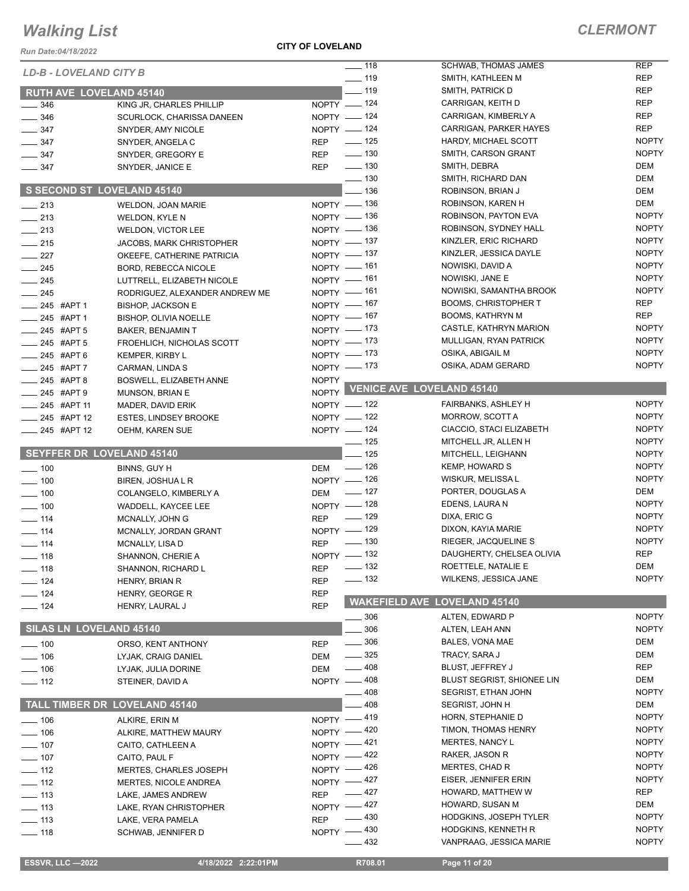# Walking List

## CLERMONT

**CITY OF LOVELAND**

Run Date:04/18/2022

*LD-B - LOVELAND CITY B*

### RUTH AVE LOVELAND 45140

| No. | Name | Party |
|---|---|---|
| 346 | KING JR, CHARLES PHILLIP | NOPTY |
| 346 | SCURLOCK, CHARISSA DANEEN | NOPTY |
| 347 | SNYDER, AMY NICOLE | NOPTY |
| 347 | SNYDER, ANGELA C | REP |
| 347 | SNYDER, GREGORY E | REP |
| 347 | SNYDER, JANICE E | REP |

### S SECOND ST LOVELAND 45140

| No. | Name | Party |
|---|---|---|
| 213 | WELDON, JOAN MARIE | NOPTY |
| 213 | WELDON, KYLE N | NOPTY |
| 213 | WELDON, VICTOR LEE | NOPTY |
| 215 | JACOBS, MARK CHRISTOPHER | NOPTY |
| 227 | OKEEFE, CATHERINE PATRICIA | NOPTY |
| 245 | BORD, REBECCA NICOLE | NOPTY |
| 245 | LUTTRELL, ELIZABETH NICOLE | NOPTY |
| 245 | RODRIGUEZ, ALEXANDER ANDREW ME | NOPTY |
| 245 #APT 1 | BISHOP, JACKSON E | NOPTY |
| 245 #APT 1 | BISHOP, OLIVIA NOELLE | NOPTY |
| 245 #APT 5 | BAKER, BENJAMIN T | NOPTY |
| 245 #APT 5 | FROEHLICH, NICHOLAS SCOTT | NOPTY |
| 245 #APT 6 | KEMPER, KIRBY L | NOPTY |
| 245 #APT 7 | CARMAN, LINDA S | NOPTY |
| 245 #APT 8 | BOSWELL, ELIZABETH ANNE | NOPTY |
| 245 #APT 9 | MUNSON, BRIAN E | NOPTY |
| 245 #APT 11 | MADER, DAVID ERIK | NOPTY |
| 245 #APT 12 | ESTES, LINDSEY BROOKE | NOPTY |
| 245 #APT 12 | OEHM, KAREN SUE | NOPTY |

### SEYFFER DR LOVELAND 45140

| No. | Name | Party |
|---|---|---|
| 100 | BINNS, GUY H | DEM |
| 100 | BIREN, JOSHUA L R | NOPTY |
| 100 | COLANGELO, KIMBERLY A | DEM |
| 100 | WADDELL, KAYCEE LEE | NOPTY |
| 114 | MCNALLY, JOHN G | REP |
| 114 | MCNALLY, JORDAN GRANT | NOPTY |
| 114 | MCNALLY, LISA D | REP |
| 118 | SHANNON, CHERIE A | NOPTY |
| 118 | SHANNON, RICHARD L | REP |
| 124 | HENRY, BRIAN R | REP |
| 124 | HENRY, GEORGE R | REP |
| 124 | HENRY, LAURAL J | REP |

### SILAS LN LOVELAND 45140

| No. | Name | Party |
|---|---|---|
| 100 | ORSO, KENT ANTHONY | REP |
| 106 | LYJAK, CRAIG DANIEL | DEM |
| 106 | LYJAK, JULIA DORINE | DEM |
| 112 | STEINER, DAVID A | NOPTY |

### TALL TIMBER DR LOVELAND 45140

| No. | Name | Party |
|---|---|---|
| 106 | ALKIRE, ERIN M | NOPTY |
| 106 | ALKIRE, MATTHEW MAURY | NOPTY |
| 107 | CAITO, CATHLEEN A | NOPTY |
| 107 | CAITO, PAUL F | NOPTY |
| 112 | MERTES, CHARLES JOSEPH | NOPTY |
| 112 | MERTES, NICOLE ANDREA | NOPTY |
| 113 | LAKE, JAMES ANDREW | REP |
| 113 | LAKE, RYAN CHRISTOPHER | NOPTY |
| 113 | LAKE, VERA PAMELA | REP |
| 118 | SCHWAB, JENNIFER D | NOPTY |
| 118 | SCHWAB, THOMAS JAMES | REP |
| 119 | SMITH, KATHLEEN M | REP |
| 119 | SMITH, PATRICK D | REP |
| 124 | CARRIGAN, KEITH D | REP |
| 124 | CARRIGAN, KIMBERLY A | REP |
| 124 | CARRIGAN, PARKER HAYES | REP |
| 125 | HARDY, MICHAEL SCOTT | NOPTY |
| 130 | SMITH, CARSON GRANT | NOPTY |
| 130 | SMITH, DEBRA | DEM |
| 130 | SMITH, RICHARD DAN | DEM |
| 136 | ROBINSON, BRIAN J | DEM |
| 136 | ROBINSON, KAREN H | DEM |
| 136 | ROBINSON, PAYTON EVA | NOPTY |
| 136 | ROBINSON, SYDNEY HALL | NOPTY |
| 137 | KINZLER, ERIC RICHARD | NOPTY |
| 137 | KINZLER, JESSICA DAYLE | NOPTY |
| 161 | NOWISKI, DAVID A | NOPTY |
| 161 | NOWISKI, JANE E | NOPTY |
| 161 | NOWISKI, SAMANTHA BROOK | NOPTY |
| 167 | BOOMS, CHRISTOPHER T | REP |
| 167 | BOOMS, KATHRYN M | REP |
| 173 | CASTLE, KATHRYN MARION | NOPTY |
| 173 | MULLIGAN, RYAN PATRICK | NOPTY |
| 173 | OSIKA, ABIGAIL M | NOPTY |
| 173 | OSIKA, ADAM GERARD | NOPTY |

### VENICE AVE LOVELAND 45140

| No. | Name | Party |
|---|---|---|
| 122 | FAIRBANKS, ASHLEY H | NOPTY |
| 122 | MORROW, SCOTT A | NOPTY |
| 124 | CIACCIO, STACI ELIZABETH | NOPTY |
| 125 | MITCHELL JR, ALLEN H | NOPTY |
| 125 | MITCHELL, LEIGHANN | NOPTY |
| 126 | KEMP, HOWARD S | NOPTY |
| 126 | WISKUR, MELISSA L | NOPTY |
| 127 | PORTER, DOUGLAS A | DEM |
| 128 | EDENS, LAURA N | NOPTY |
| 129 | DIXA, ERIC G | NOPTY |
| 129 | DIXON, KAYIA MARIE | NOPTY |
| 130 | RIEGER, JACQUELINE S | NOPTY |
| 132 | DAUGHERTY, CHELSEA OLIVIA | REP |
| 132 | ROETTELE, NATALIE E | DEM |
| 132 | WILKENS, JESSICA JANE | NOPTY |

### WAKEFIELD AVE LOVELAND 45140

| No. | Name | Party |
|---|---|---|
| 306 | ALTEN, EDWARD P | NOPTY |
| 306 | ALTEN, LEAH ANN | NOPTY |
| 306 | BALES, VONA MAE | DEM |
| 325 | TRACY, SARA J | DEM |
| 408 | BLUST, JEFFREY J | REP |
| 408 | BLUST SEGRIST, SHIONEE LIN | DEM |
| 408 | SEGRIST, ETHAN JOHN | NOPTY |
| 408 | SEGRIST, JOHN H | DEM |
| 419 | HORN, STEPHANIE D | NOPTY |
| 420 | TIMON, THOMAS HENRY | NOPTY |
| 421 | MERTES, NANCY L | NOPTY |
| 422 | RAKER, JASON R | NOPTY |
| 426 | MERTES, CHAD R | NOPTY |
| 427 | EISER, JENNIFER ERIN | NOPTY |
| 427 | HOWARD, MATTHEW W | REP |
| 427 | HOWARD, SUSAN M | DEM |
| 430 | HODGKINS, JOSEPH TYLER | NOPTY |
| 430 | HODGKINS, KENNETH R | NOPTY |
| 432 | VANPRAAG, JESSICA MARIE | NOPTY |

ESSVR, LLC —2022 4/18/2022 2:22:01PM R708.01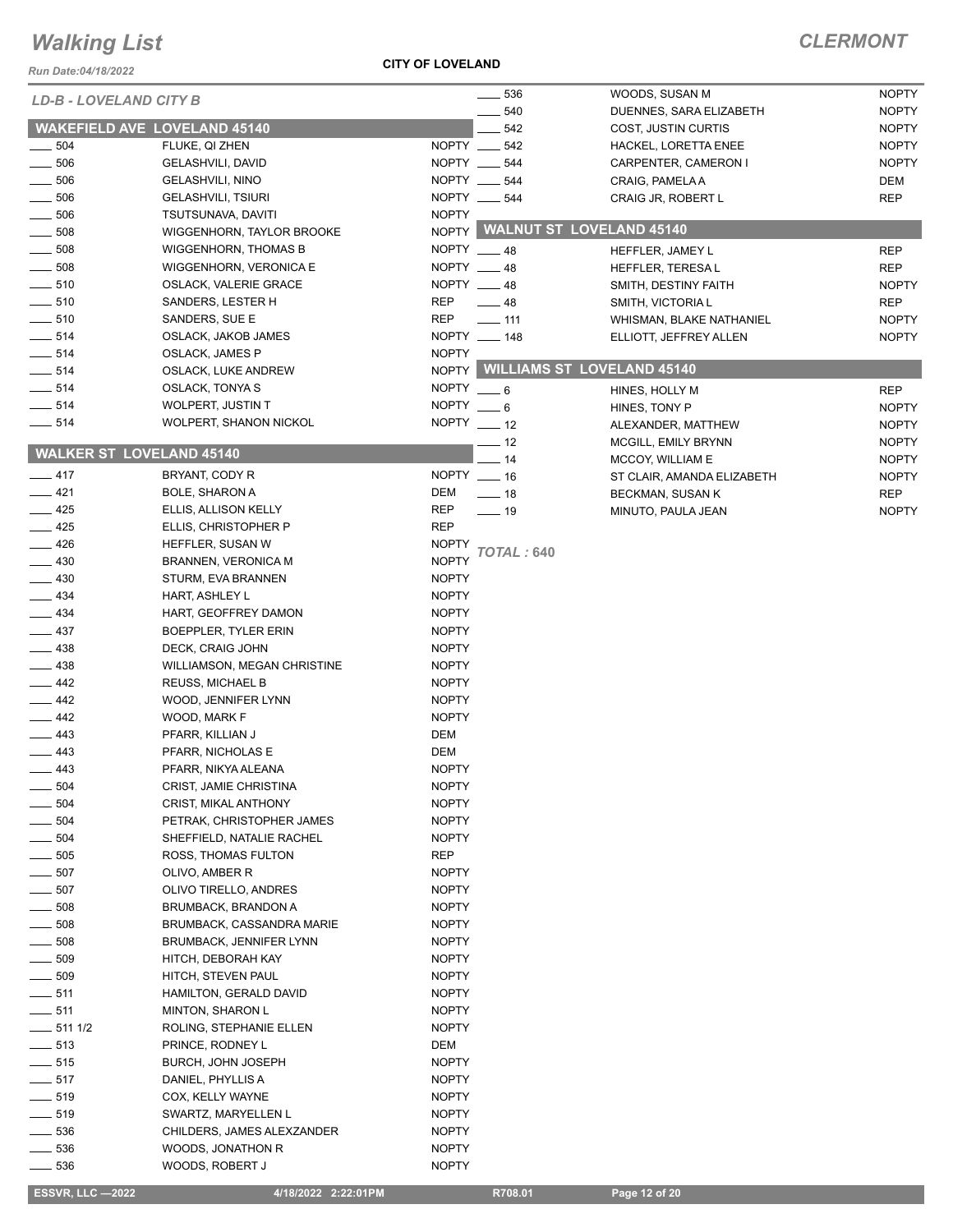# Walking List

## CLERMONT

*Run Date:04/18/2022*

**CITY OF LOVELAND**

*LD-B - LOVELAND CITY B*

### WAKEFIELD AVE LOVELAND 45140

| No. | Name | Party |
|---|---|---|
| ____ 504 | FLUKE, QI ZHEN | NOPTY |
| ____ 506 | GELASHVILI, DAVID | NOPTY |
| ____ 506 | GELASHVILI, NINO | NOPTY |
| ____ 506 | GELASHVILI, TSIURI | NOPTY |
| ____ 506 | TSUTSUNAVA, DAVITI | NOPTY |
| ____ 508 | WIGGENHORN, TAYLOR BROOKE | NOPTY |
| ____ 508 | WIGGENHORN, THOMAS B | NOPTY |
| ____ 508 | WIGGENHORN, VERONICA E | NOPTY |
| ____ 510 | OSLACK, VALERIE GRACE | NOPTY |
| ____ 510 | SANDERS, LESTER H | REP |
| ____ 510 | SANDERS, SUE E | REP |
| ____ 514 | OSLACK, JAKOB JAMES | NOPTY |
| ____ 514 | OSLACK, JAMES P | NOPTY |
| ____ 514 | OSLACK, LUKE ANDREW | NOPTY |
| ____ 514 | OSLACK, TONYA S | NOPTY |
| ____ 514 | WOLPERT, JUSTIN T | NOPTY |
| ____ 514 | WOLPERT, SHANON NICKOL | NOPTY |

### WALKER ST LOVELAND 45140

| No. | Name | Party |
|---|---|---|
| ____ 417 | BRYANT, CODY R | NOPTY |
| ____ 421 | BOLE, SHARON A | DEM |
| ____ 425 | ELLIS, ALLISON KELLY | REP |
| ____ 425 | ELLIS, CHRISTOPHER P | REP |
| ____ 426 | HEFFLER, SUSAN W | NOPTY |
| ____ 430 | BRANNEN, VERONICA M | NOPTY |
| ____ 430 | STURM, EVA BRANNEN | NOPTY |
| ____ 434 | HART, ASHLEY L | NOPTY |
| ____ 434 | HART, GEOFFREY DAMON | NOPTY |
| ____ 437 | BOEPPLER, TYLER ERIN | NOPTY |
| ____ 438 | DECK, CRAIG JOHN | NOPTY |
| ____ 438 | WILLIAMSON, MEGAN CHRISTINE | NOPTY |
| ____ 442 | REUSS, MICHAEL B | NOPTY |
| ____ 442 | WOOD, JENNIFER LYNN | NOPTY |
| ____ 442 | WOOD, MARK F | NOPTY |
| ____ 443 | PFARR, KILLIAN J | DEM |
| ____ 443 | PFARR, NICHOLAS E | DEM |
| ____ 443 | PFARR, NIKYA ALEANA | NOPTY |
| ____ 504 | CRIST, JAMIE CHRISTINA | NOPTY |
| ____ 504 | CRIST, MIKAL ANTHONY | NOPTY |
| ____ 504 | PETRAK, CHRISTOPHER JAMES | NOPTY |
| ____ 504 | SHEFFIELD, NATALIE RACHEL | NOPTY |
| ____ 505 | ROSS, THOMAS FULTON | REP |
| ____ 507 | OLIVO, AMBER R | NOPTY |
| ____ 507 | OLIVO TIRELLO, ANDRES | NOPTY |
| ____ 508 | BRUMBACK, BRANDON A | NOPTY |
| ____ 508 | BRUMBACK, CASSANDRA MARIE | NOPTY |
| ____ 508 | BRUMBACK, JENNIFER LYNN | NOPTY |
| ____ 509 | HITCH, DEBORAH KAY | NOPTY |
| ____ 509 | HITCH, STEVEN PAUL | NOPTY |
| ____ 511 | HAMILTON, GERALD DAVID | NOPTY |
| ____ 511 | MINTON, SHARON L | NOPTY |
| ____ 511 1/2 | ROLING, STEPHANIE ELLEN | NOPTY |
| ____ 513 | PRINCE, RODNEY L | DEM |
| ____ 515 | BURCH, JOHN JOSEPH | NOPTY |
| ____ 517 | DANIEL, PHYLLIS A | NOPTY |
| ____ 519 | COX, KELLY WAYNE | NOPTY |
| ____ 519 | SWARTZ, MARYELLEN L | NOPTY |
| ____ 536 | CHILDERS, JAMES ALEXZANDER | NOPTY |
| ____ 536 | WOODS, JONATHON R | NOPTY |
| ____ 536 | WOODS, ROBERT J | NOPTY |
| ____ 536 | WOODS, SUSAN M | NOPTY |
| ____ 540 | DUENNES, SARA ELIZABETH | NOPTY |
| ____ 542 | COST, JUSTIN CURTIS | NOPTY |
| ____ 542 | HACKEL, LORETTA ENEE | NOPTY |
| ____ 544 | CARPENTER, CAMERON I | NOPTY |
| ____ 544 | CRAIG, PAMELA A | DEM |
| ____ 544 | CRAIG JR, ROBERT L | REP |

### WALNUT ST LOVELAND 45140

| No. | Name | Party |
|---|---|---|
| ____ 48 | HEFFLER, JAMEY L | REP |
| ____ 48 | HEFFLER, TERESA L | REP |
| ____ 48 | SMITH, DESTINY FAITH | NOPTY |
| ____ 48 | SMITH, VICTORIA L | REP |
| ____ 111 | WHISMAN, BLAKE NATHANIEL | NOPTY |
| ____ 148 | ELLIOTT, JEFFREY ALLEN | NOPTY |

### WILLIAMS ST LOVELAND 45140

| No. | Name | Party |
|---|---|---|
| ____ 6 | HINES, HOLLY M | REP |
| ____ 6 | HINES, TONY P | NOPTY |
| ____ 12 | ALEXANDER, MATTHEW | NOPTY |
| ____ 12 | MCGILL, EMILY BRYNN | NOPTY |
| ____ 14 | MCCOY, WILLIAM E | NOPTY |
| ____ 16 | ST CLAIR, AMANDA ELIZABETH | NOPTY |
| ____ 18 | BECKMAN, SUSAN K | REP |
| ____ 19 | MINUTO, PAULA JEAN | NOPTY |

*TOTAL : 640*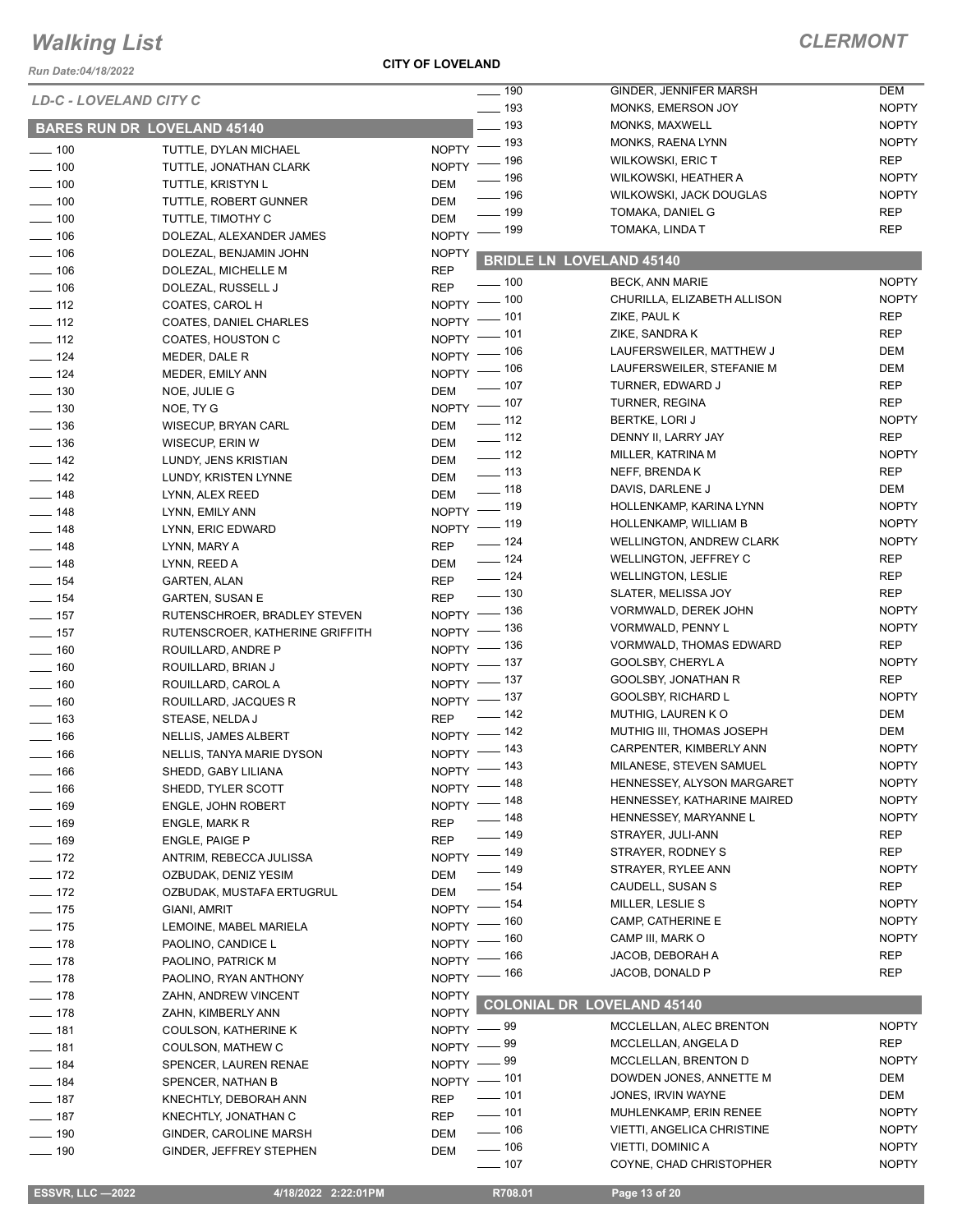# Walking List

## CLERMONT

Run Date:04/18/2022

**CITY OF LOVELAND**

*LD-C - LOVELAND CITY C*

### BARES RUN DR LOVELAND 45140

| No. | Name | Party |
|---|---|---|
| 100 | TUTTLE, DYLAN MICHAEL | NOPTY |
| 100 | TUTTLE, JONATHAN CLARK | NOPTY |
| 100 | TUTTLE, KRISTYN L | DEM |
| 100 | TUTTLE, ROBERT GUNNER | DEM |
| 100 | TUTTLE, TIMOTHY C | DEM |
| 106 | DOLEZAL, ALEXANDER JAMES | NOPTY |
| 106 | DOLEZAL, BENJAMIN JOHN | NOPTY |
| 106 | DOLEZAL, MICHELLE M | REP |
| 106 | DOLEZAL, RUSSELL J | REP |
| 112 | COATES, CAROL H | NOPTY |
| 112 | COATES, DANIEL CHARLES | NOPTY |
| 112 | COATES, HOUSTON C | NOPTY |
| 124 | MEDER, DALE R | NOPTY |
| 124 | MEDER, EMILY ANN | NOPTY |
| 130 | NOE, JULIE G | DEM |
| 130 | NOE, TY G | NOPTY |
| 136 | WISECUP, BRYAN CARL | DEM |
| 136 | WISECUP, ERIN W | DEM |
| 142 | LUNDY, JENS KRISTIAN | DEM |
| 142 | LUNDY, KRISTEN LYNNE | DEM |
| 148 | LYNN, ALEX REED | DEM |
| 148 | LYNN, EMILY ANN | NOPTY |
| 148 | LYNN, ERIC EDWARD | NOPTY |
| 148 | LYNN, MARY A | REP |
| 148 | LYNN, REED A | DEM |
| 154 | GARTEN, ALAN | REP |
| 154 | GARTEN, SUSAN E | REP |
| 157 | RUTENSCHROER, BRADLEY STEVEN | NOPTY |
| 157 | RUTENSCROER, KATHERINE GRIFFITH | NOPTY |
| 160 | ROUILLARD, ANDRE P | NOPTY |
| 160 | ROUILLARD, BRIAN J | NOPTY |
| 160 | ROUILLARD, CAROL A | NOPTY |
| 160 | ROUILLARD, JACQUES R | NOPTY |
| 163 | STEASE, NELDA J | REP |
| 166 | NELLIS, JAMES ALBERT | NOPTY |
| 166 | NELLIS, TANYA MARIE DYSON | NOPTY |
| 166 | SHEDD, GABY LILIANA | NOPTY |
| 166 | SHEDD, TYLER SCOTT | NOPTY |
| 169 | ENGLE, JOHN ROBERT | NOPTY |
| 169 | ENGLE, MARK R | REP |
| 169 | ENGLE, PAIGE P | REP |
| 172 | ANTRIM, REBECCA JULISSA | NOPTY |
| 172 | OZBUDAK, DENIZ YESIM | DEM |
| 172 | OZBUDAK, MUSTAFA ERTUGRUL | DEM |
| 175 | GIANI, AMRIT | NOPTY |
| 175 | LEMOINE, MABEL MARIELA | NOPTY |
| 178 | PAOLINO, CANDICE L | NOPTY |
| 178 | PAOLINO, PATRICK M | NOPTY |
| 178 | PAOLINO, RYAN ANTHONY | NOPTY |
| 178 | ZAHN, ANDREW VINCENT | NOPTY |
| 178 | ZAHN, KIMBERLY ANN | NOPTY |
| 181 | COULSON, KATHERINE K | NOPTY |
| 181 | COULSON, MATHEW C | NOPTY |
| 184 | SPENCER, LAUREN RENAE | NOPTY |
| 184 | SPENCER, NATHAN B | NOPTY |
| 187 | KNECHTLY, DEBORAH ANN | REP |
| 187 | KNECHTLY, JONATHAN C | REP |
| 190 | GINDER, CAROLINE MARSH | DEM |
| 190 | GINDER, JEFFREY STEPHEN | DEM |
| 190 | GINDER, JENNIFER MARSH | DEM |
| 193 | MONKS, EMERSON JOY | NOPTY |
| 193 | MONKS, MAXWELL | NOPTY |
| 193 | MONKS, RAENA LYNN | NOPTY |
| 196 | WILKOWSKI, ERIC T | REP |
| 196 | WILKOWSKI, HEATHER A | NOPTY |
| 196 | WILKOWSKI, JACK DOUGLAS | NOPTY |
| 199 | TOMAKA, DANIEL G | REP |
| 199 | TOMAKA, LINDA T | REP |

### BRIDLE LN LOVELAND 45140

| No. | Name | Party |
|---|---|---|
| 100 | BECK, ANN MARIE | NOPTY |
| 100 | CHURILLA, ELIZABETH ALLISON | NOPTY |
| 101 | ZIKE, PAUL K | REP |
| 101 | ZIKE, SANDRA K | REP |
| 106 | LAUFERSWEILER, MATTHEW J | DEM |
| 106 | LAUFERSWEILER, STEFANIE M | DEM |
| 107 | TURNER, EDWARD J | REP |
| 107 | TURNER, REGINA | REP |
| 112 | BERTKE, LORI J | NOPTY |
| 112 | DENNY II, LARRY JAY | REP |
| 112 | MILLER, KATRINA M | NOPTY |
| 113 | NEFF, BRENDA K | REP |
| 118 | DAVIS, DARLENE J | DEM |
| 119 | HOLLENKAMP, KARINA LYNN | NOPTY |
| 119 | HOLLENKAMP, WILLIAM B | NOPTY |
| 124 | WELLINGTON, ANDREW CLARK | NOPTY |
| 124 | WELLINGTON, JEFFREY C | REP |
| 124 | WELLINGTON, LESLIE | REP |
| 130 | SLATER, MELISSA JOY | REP |
| 136 | VORMWALD, DEREK JOHN | NOPTY |
| 136 | VORMWALD, PENNY L | NOPTY |
| 136 | VORMWALD, THOMAS EDWARD | REP |
| 137 | GOOLSBY, CHERYL A | NOPTY |
| 137 | GOOLSBY, JONATHAN R | REP |
| 137 | GOOLSBY, RICHARD L | NOPTY |
| 142 | MUTHIG, LAUREN K O | DEM |
| 142 | MUTHIG III, THOMAS JOSEPH | DEM |
| 143 | CARPENTER, KIMBERLY ANN | NOPTY |
| 143 | MILANESE, STEVEN SAMUEL | NOPTY |
| 148 | HENNESSEY, ALYSON MARGARET | NOPTY |
| 148 | HENNESSEY, KATHARINE MAIRED | NOPTY |
| 148 | HENNESSEY, MARYANNE L | NOPTY |
| 149 | STRAYER, JULI-ANN | REP |
| 149 | STRAYER, RODNEY S | REP |
| 149 | STRAYER, RYLEE ANN | NOPTY |
| 154 | CAUDELL, SUSAN S | REP |
| 154 | MILLER, LESLIE S | NOPTY |
| 160 | CAMP, CATHERINE E | NOPTY |
| 160 | CAMP III, MARK O | NOPTY |
| 166 | JACOB, DEBORAH A | REP |
| 166 | JACOB, DONALD P | REP |

### COLONIAL DR LOVELAND 45140

| No. | Name | Party |
|---|---|---|
| 99 | MCCLELLAN, ALEC BRENTON | NOPTY |
| 99 | MCCLELLAN, ANGELA D | REP |
| 99 | MCCLELLAN, BRENTON D | NOPTY |
| 101 | DOWDEN JONES, ANNETTE M | DEM |
| 101 | JONES, IRVIN WAYNE | DEM |
| 101 | MUHLENKAMP, ERIN RENEE | NOPTY |
| 106 | VIETTI, ANGELICA CHRISTINE | NOPTY |
| 106 | VIETTI, DOMINIC A | NOPTY |
| 107 | COYNE, CHAD CHRISTOPHER | NOPTY |

ESSVR, LLC —2022 &nbsp; 4/18/2022 2:22:01PM &nbsp; R708.01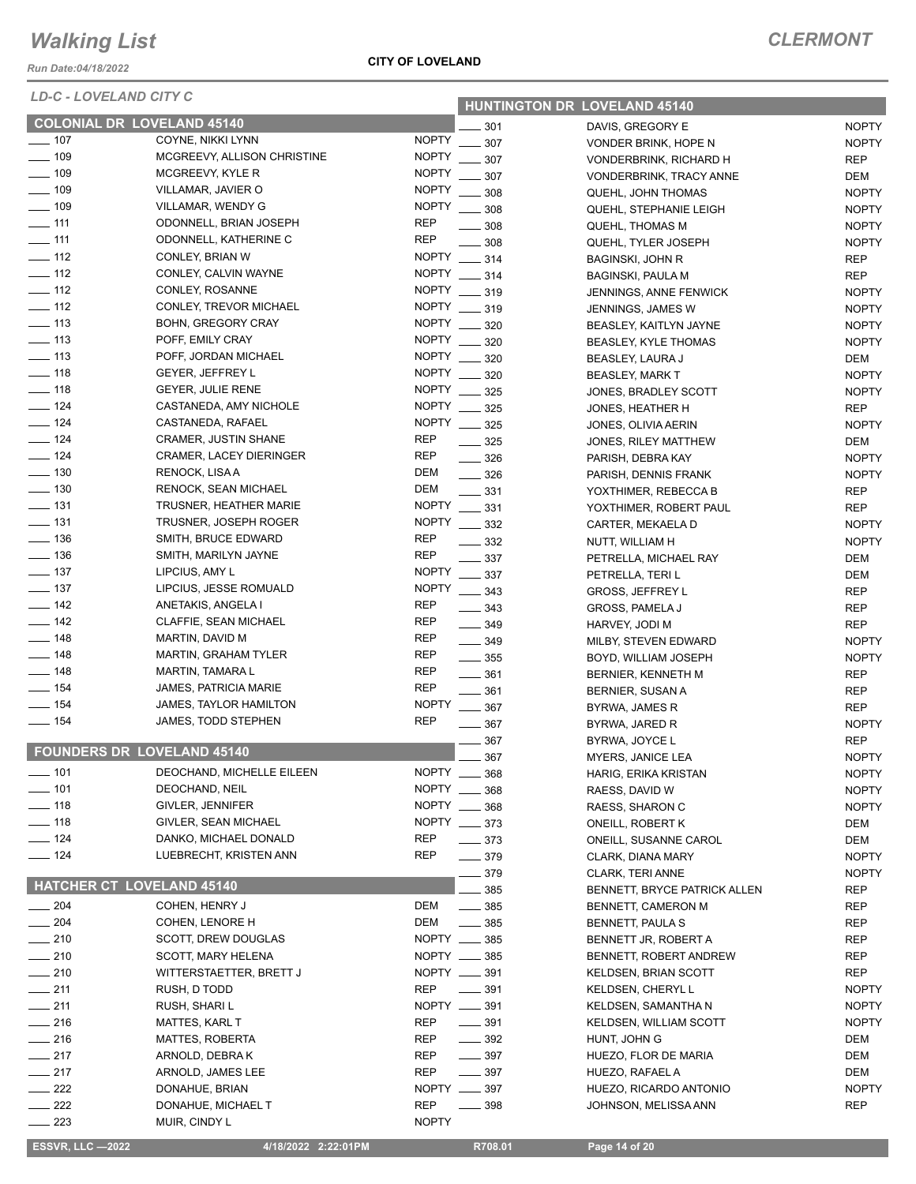# Walking List

**CLERMONT**

*Run Date:04/18/2022*

**CITY OF LOVELAND**

*LD-C - LOVELAND CITY C*

## COLONIAL DR LOVELAND 45140

| # | Name | Party |
|---|---|---|
| ___ 107 | COYNE, NIKKI LYNN | NOPTY |
| ___ 109 | MCGREEVY, ALLISON CHRISTINE | NOPTY |
| ___ 109 | MCGREEVY, KYLE R | NOPTY |
| ___ 109 | VILLAMAR, JAVIER O | NOPTY |
| ___ 109 | VILLAMAR, WENDY G | NOPTY |
| ___ 111 | ODONNELL, BRIAN JOSEPH | REP |
| ___ 111 | ODONNELL, KATHERINE C | REP |
| ___ 112 | CONLEY, BRIAN W | NOPTY |
| ___ 112 | CONLEY, CALVIN WAYNE | NOPTY |
| ___ 112 | CONLEY, ROSANNE | NOPTY |
| ___ 112 | CONLEY, TREVOR MICHAEL | NOPTY |
| ___ 113 | BOHN, GREGORY CRAY | NOPTY |
| ___ 113 | POFF, EMILY CRAY | NOPTY |
| ___ 113 | POFF, JORDAN MICHAEL | NOPTY |
| ___ 118 | GEYER, JEFFREY L | NOPTY |
| ___ 118 | GEYER, JULIE RENE | NOPTY |
| ___ 124 | CASTANEDA, AMY NICHOLE | NOPTY |
| ___ 124 | CASTANEDA, RAFAEL | NOPTY |
| ___ 124 | CRAMER, JUSTIN SHANE | REP |
| ___ 124 | CRAMER, LACEY DIERINGER | REP |
| ___ 130 | RENOCK, LISA A | DEM |
| ___ 130 | RENOCK, SEAN MICHAEL | DEM |
| ___ 131 | TRUSNER, HEATHER MARIE | NOPTY |
| ___ 131 | TRUSNER, JOSEPH ROGER | NOPTY |
| ___ 136 | SMITH, BRUCE EDWARD | REP |
| ___ 136 | SMITH, MARILYN JAYNE | REP |
| ___ 137 | LIPCIUS, AMY L | NOPTY |
| ___ 137 | LIPCIUS, JESSE ROMUALD | NOPTY |
| ___ 142 | ANETAKIS, ANGELA I | REP |
| ___ 142 | CLAFFIE, SEAN MICHAEL | REP |
| ___ 148 | MARTIN, DAVID M | REP |
| ___ 148 | MARTIN, GRAHAM TYLER | REP |
| ___ 148 | MARTIN, TAMARA L | REP |
| ___ 154 | JAMES, PATRICIA MARIE | REP |
| ___ 154 | JAMES, TAYLOR HAMILTON | NOPTY |
| ___ 154 | JAMES, TODD STEPHEN | REP |

## FOUNDERS DR LOVELAND 45140

| # | Name | Party |
|---|---|---|
| ___ 101 | DEOCHAND, MICHELLE EILEEN | NOPTY |
| ___ 101 | DEOCHAND, NEIL | NOPTY |
| ___ 118 | GIVLER, JENNIFER | NOPTY |
| ___ 118 | GIVLER, SEAN MICHAEL | NOPTY |
| ___ 124 | DANKO, MICHAEL DONALD | REP |
| ___ 124 | LUEBRECHT, KRISTEN ANN | REP |

## HATCHER CT LOVELAND 45140

| # | Name | Party |
|---|---|---|
| ___ 204 | COHEN, HENRY J | DEM |
| ___ 204 | COHEN, LENORE H | DEM |
| ___ 210 | SCOTT, DREW DOUGLAS | NOPTY |
| ___ 210 | SCOTT, MARY HELENA | NOPTY |
| ___ 210 | WITTERSTAETTER, BRETT J | NOPTY |
| ___ 211 | RUSH, D TODD | REP |
| ___ 211 | RUSH, SHARI L | NOPTY |
| ___ 216 | MATTES, KARL T | REP |
| ___ 216 | MATTES, ROBERTA | REP |
| ___ 217 | ARNOLD, DEBRA K | REP |
| ___ 217 | ARNOLD, JAMES LEE | REP |
| ___ 222 | DONAHUE, BRIAN | NOPTY |
| ___ 222 | DONAHUE, MICHAEL T | REP |
| ___ 223 | MUIR, CINDY L | NOPTY |

## HUNTINGTON DR LOVELAND 45140

| # | Name | Party |
|---|---|---|
| ___ 301 | DAVIS, GREGORY E | NOPTY |
| ___ 307 | VONDER BRINK, HOPE N | NOPTY |
| ___ 307 | VONDERBRINK, RICHARD H | REP |
| ___ 307 | VONDERBRINK, TRACY ANNE | DEM |
| ___ 308 | QUEHL, JOHN THOMAS | NOPTY |
| ___ 308 | QUEHL, STEPHANIE LEIGH | NOPTY |
| ___ 308 | QUEHL, THOMAS M | NOPTY |
| ___ 308 | QUEHL, TYLER JOSEPH | NOPTY |
| ___ 314 | BAGINSKI, JOHN R | REP |
| ___ 314 | BAGINSKI, PAULA M | REP |
| ___ 319 | JENNINGS, ANNE FENWICK | NOPTY |
| ___ 319 | JENNINGS, JAMES W | NOPTY |
| ___ 320 | BEASLEY, KAITLYN JAYNE | NOPTY |
| ___ 320 | BEASLEY, KYLE THOMAS | NOPTY |
| ___ 320 | BEASLEY, LAURA J | DEM |
| ___ 320 | BEASLEY, MARK T | NOPTY |
| ___ 325 | JONES, BRADLEY SCOTT | NOPTY |
| ___ 325 | JONES, HEATHER H | REP |
| ___ 325 | JONES, OLIVIA AERIN | NOPTY |
| ___ 325 | JONES, RILEY MATTHEW | DEM |
| ___ 326 | PARISH, DEBRA KAY | NOPTY |
| ___ 326 | PARISH, DENNIS FRANK | NOPTY |
| ___ 331 | YOXTHIMER, REBECCA B | REP |
| ___ 331 | YOXTHIMER, ROBERT PAUL | REP |
| ___ 332 | CARTER, MEKAELA D | NOPTY |
| ___ 332 | NUTT, WILLIAM H | NOPTY |
| ___ 337 | PETRELLA, MICHAEL RAY | DEM |
| ___ 337 | PETRELLA, TERI L | DEM |
| ___ 343 | GROSS, JEFFREY L | REP |
| ___ 343 | GROSS, PAMELA J | REP |
| ___ 349 | HARVEY, JODI M | REP |
| ___ 349 | MILBY, STEVEN EDWARD | NOPTY |
| ___ 355 | BOYD, WILLIAM JOSEPH | NOPTY |
| ___ 361 | BERNIER, KENNETH M | REP |
| ___ 361 | BERNIER, SUSAN A | REP |
| ___ 367 | BYRWA, JAMES R | REP |
| ___ 367 | BYRWA, JARED R | NOPTY |
| ___ 367 | BYRWA, JOYCE L | REP |
| ___ 367 | MYERS, JANICE LEA | NOPTY |
| ___ 368 | HARIG, ERIKA KRISTAN | NOPTY |
| ___ 368 | RAESS, DAVID W | NOPTY |
| ___ 368 | RAESS, SHARON C | NOPTY |
| ___ 373 | ONEILL, ROBERT K | DEM |
| ___ 373 | ONEILL, SUSANNE CAROL | DEM |
| ___ 379 | CLARK, DIANA MARY | NOPTY |
| ___ 379 | CLARK, TERI ANNE | NOPTY |
| ___ 385 | BENNETT, BRYCE PATRICK ALLEN | REP |
| ___ 385 | BENNETT, CAMERON M | REP |
| ___ 385 | BENNETT, PAULA S | REP |
| ___ 385 | BENNETT JR, ROBERT A | REP |
| ___ 385 | BENNETT, ROBERT ANDREW | REP |
| ___ 391 | KELDSEN, BRIAN SCOTT | REP |
| ___ 391 | KELDSEN, CHERYL L | NOPTY |
| ___ 391 | KELDSEN, SAMANTHA N | NOPTY |
| ___ 391 | KELDSEN, WILLIAM SCOTT | NOPTY |
| ___ 392 | HUNT, JOHN G | DEM |
| ___ 397 | HUEZO, FLOR DE MARIA | DEM |
| ___ 397 | HUEZO, RAFAEL A | DEM |
| ___ 397 | HUEZO, RICARDO ANTONIO | NOPTY |
| ___ 398 | JOHNSON, MELISSA ANN | REP |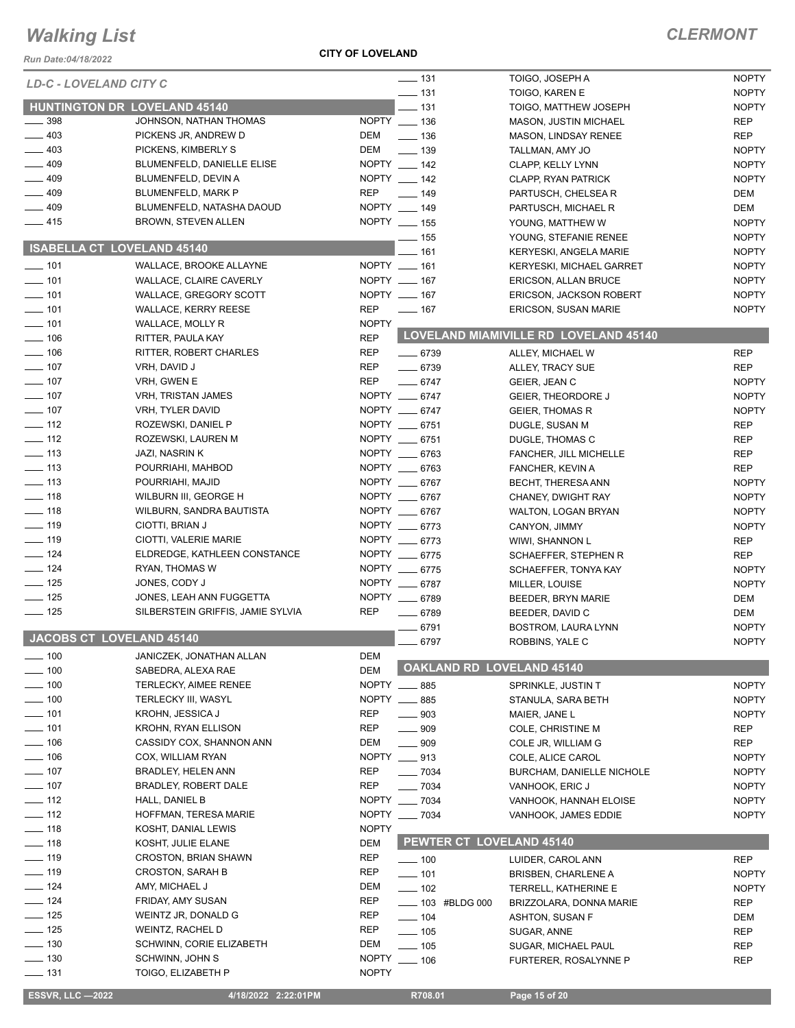# Walking List

**CLERMONT**

Run Date:04/18/2022

**CITY OF LOVELAND**

*LD-C - LOVELAND CITY C*

## HUNTINGTON DR LOVELAND 45140

| No. | Name | Party |
|---|---|---|
| 398 | JOHNSON, NATHAN THOMAS | NOPTY |
| 403 | PICKENS JR, ANDREW D | DEM |
| 403 | PICKENS, KIMBERLY S | DEM |
| 409 | BLUMENFELD, DANIELLE ELISE | NOPTY |
| 409 | BLUMENFELD, DEVIN A | NOPTY |
| 409 | BLUMENFELD, MARK P | REP |
| 409 | BLUMENFELD, NATASHA DAOUD | NOPTY |
| 415 | BROWN, STEVEN ALLEN | NOPTY |

## ISABELLA CT LOVELAND 45140

| No. | Name | Party |
|---|---|---|
| 101 | WALLACE, BROOKE ALLAYNE | NOPTY |
| 101 | WALLACE, CLAIRE CAVERLY | NOPTY |
| 101 | WALLACE, GREGORY SCOTT | NOPTY |
| 101 | WALLACE, KERRY REESE | REP |
| 101 | WALLACE, MOLLY R | NOPTY |
| 106 | RITTER, PAULA KAY | REP |
| 106 | RITTER, ROBERT CHARLES | REP |
| 107 | VRH, DAVID J | REP |
| 107 | VRH, GWEN E | REP |
| 107 | VRH, TRISTAN JAMES | NOPTY |
| 107 | VRH, TYLER DAVID | NOPTY |
| 112 | ROZEWSKI, DANIEL P | NOPTY |
| 112 | ROZEWSKI, LAUREN M | NOPTY |
| 113 | JAZI, NASRIN K | NOPTY |
| 113 | POURRIAHI, MAHBOD | NOPTY |
| 113 | POURRIAHI, MAJID | NOPTY |
| 118 | WILBURN III, GEORGE H | NOPTY |
| 118 | WILBURN, SANDRA BAUTISTA | NOPTY |
| 119 | CIOTTI, BRIAN J | NOPTY |
| 119 | CIOTTI, VALERIE MARIE | NOPTY |
| 124 | ELDREDGE, KATHLEEN CONSTANCE | NOPTY |
| 124 | RYAN, THOMAS W | NOPTY |
| 125 | JONES, CODY J | NOPTY |
| 125 | JONES, LEAH ANN FUGGETTA | NOPTY |
| 125 | SILBERSTEIN GRIFFIS, JAMIE SYLVIA | REP |

## JACOBS CT LOVELAND 45140

| No. | Name | Party |
|---|---|---|
| 100 | JANICZEK, JONATHAN ALLAN | DEM |
| 100 | SABEDRA, ALEXA RAE | DEM |
| 100 | TERLECKY, AIMEE RENEE | NOPTY |
| 100 | TERLECKY III, WASYL | NOPTY |
| 101 | KROHN, JESSICA J | REP |
| 101 | KROHN, RYAN ELLISON | REP |
| 106 | CASSIDY COX, SHANNON ANN | DEM |
| 106 | COX, WILLIAM RYAN | NOPTY |
| 107 | BRADLEY, HELEN ANN | REP |
| 107 | BRADLEY, ROBERT DALE | REP |
| 112 | HALL, DANIEL B | NOPTY |
| 112 | HOFFMAN, TERESA MARIE | NOPTY |
| 118 | KOSHT, DANIAL LEWIS | NOPTY |
| 118 | KOSHT, JULIE ELANE | DEM |
| 119 | CROSTON, BRIAN SHAWN | REP |
| 119 | CROSTON, SARAH B | REP |
| 124 | AMY, MICHAEL J | DEM |
| 124 | FRIDAY, AMY SUSAN | REP |
| 125 | WEINTZ JR, DONALD G | REP |
| 125 | WEINTZ, RACHEL D | REP |
| 130 | SCHWINN, CORIE ELIZABETH | DEM |
| 130 | SCHWINN, JOHN S | NOPTY |
| 131 | TOIGO, ELIZABETH P | NOPTY |
| 131 | TOIGO, JOSEPH A | NOPTY |
| 131 | TOIGO, KAREN E | NOPTY |
| 131 | TOIGO, MATTHEW JOSEPH | NOPTY |
| 136 | MASON, JUSTIN MICHAEL | REP |
| 136 | MASON, LINDSAY RENEE | REP |
| 139 | TALLMAN, AMY JO | NOPTY |
| 142 | CLAPP, KELLY LYNN | NOPTY |
| 142 | CLAPP, RYAN PATRICK | NOPTY |
| 149 | PARTUSCH, CHELSEA R | DEM |
| 149 | PARTUSCH, MICHAEL R | DEM |
| 155 | YOUNG, MATTHEW W | NOPTY |
| 155 | YOUNG, STEFANIE RENEE | NOPTY |
| 161 | KERYESKI, ANGELA MARIE | NOPTY |
| 161 | KERYESKI, MICHAEL GARRET | NOPTY |
| 167 | ERICSON, ALLAN BRUCE | NOPTY |
| 167 | ERICSON, JACKSON ROBERT | NOPTY |
| 167 | ERICSON, SUSAN MARIE | NOPTY |

## LOVELAND MIAMIVILLE RD LOVELAND 45140

| No. | Name | Party |
|---|---|---|
| 6739 | ALLEY, MICHAEL W | REP |
| 6739 | ALLEY, TRACY SUE | REP |
| 6747 | GEIER, JEAN C | NOPTY |
| 6747 | GEIER, THEORDORE J | NOPTY |
| 6747 | GEIER, THOMAS R | NOPTY |
| 6751 | DUGLE, SUSAN M | REP |
| 6751 | DUGLE, THOMAS C | REP |
| 6763 | FANCHER, JILL MICHELLE | REP |
| 6763 | FANCHER, KEVIN A | REP |
| 6767 | BECHT, THERESA ANN | NOPTY |
| 6767 | CHANEY, DWIGHT RAY | NOPTY |
| 6767 | WALTON, LOGAN BRYAN | NOPTY |
| 6773 | CANYON, JIMMY | NOPTY |
| 6773 | WIWI, SHANNON L | REP |
| 6775 | SCHAEFFER, STEPHEN R | REP |
| 6775 | SCHAEFFER, TONYA KAY | NOPTY |
| 6787 | MILLER, LOUISE | NOPTY |
| 6789 | BEEDER, BRYN MARIE | DEM |
| 6789 | BEEDER, DAVID C | DEM |
| 6791 | BOSTROM, LAURA LYNN | NOPTY |
| 6797 | ROBBINS, YALE C | NOPTY |

## OAKLAND RD LOVELAND 45140

| No. | Name | Party |
|---|---|---|
| 885 | SPRINKLE, JUSTIN T | NOPTY |
| 885 | STANULA, SARA BETH | NOPTY |
| 903 | MAIER, JANE L | NOPTY |
| 909 | COLE, CHRISTINE M | REP |
| 909 | COLE JR, WILLIAM G | REP |
| 913 | COLE, ALICE CAROL | NOPTY |
| 7034 | BURCHAM, DANIELLE NICHOLE | NOPTY |
| 7034 | VANHOOK, ERIC J | NOPTY |
| 7034 | VANHOOK, HANNAH ELOISE | NOPTY |
| 7034 | VANHOOK, JAMES EDDIE | NOPTY |

## PEWTER CT LOVELAND 45140

| No. | Name | Party |
|---|---|---|
| 100 | LUIDER, CAROL ANN | REP |
| 101 | BRISBEN, CHARLENE A | NOPTY |
| 102 | TERRELL, KATHERINE E | NOPTY |
| 103 #BLDG 000 | BRIZZOLARA, DONNA MARIE | REP |
| 104 | ASHTON, SUSAN F | DEM |
| 105 | SUGAR, ANNE | REP |
| 105 | SUGAR, MICHAEL PAUL | REP |
| 106 | FURTERER, ROSALYNNE P | REP |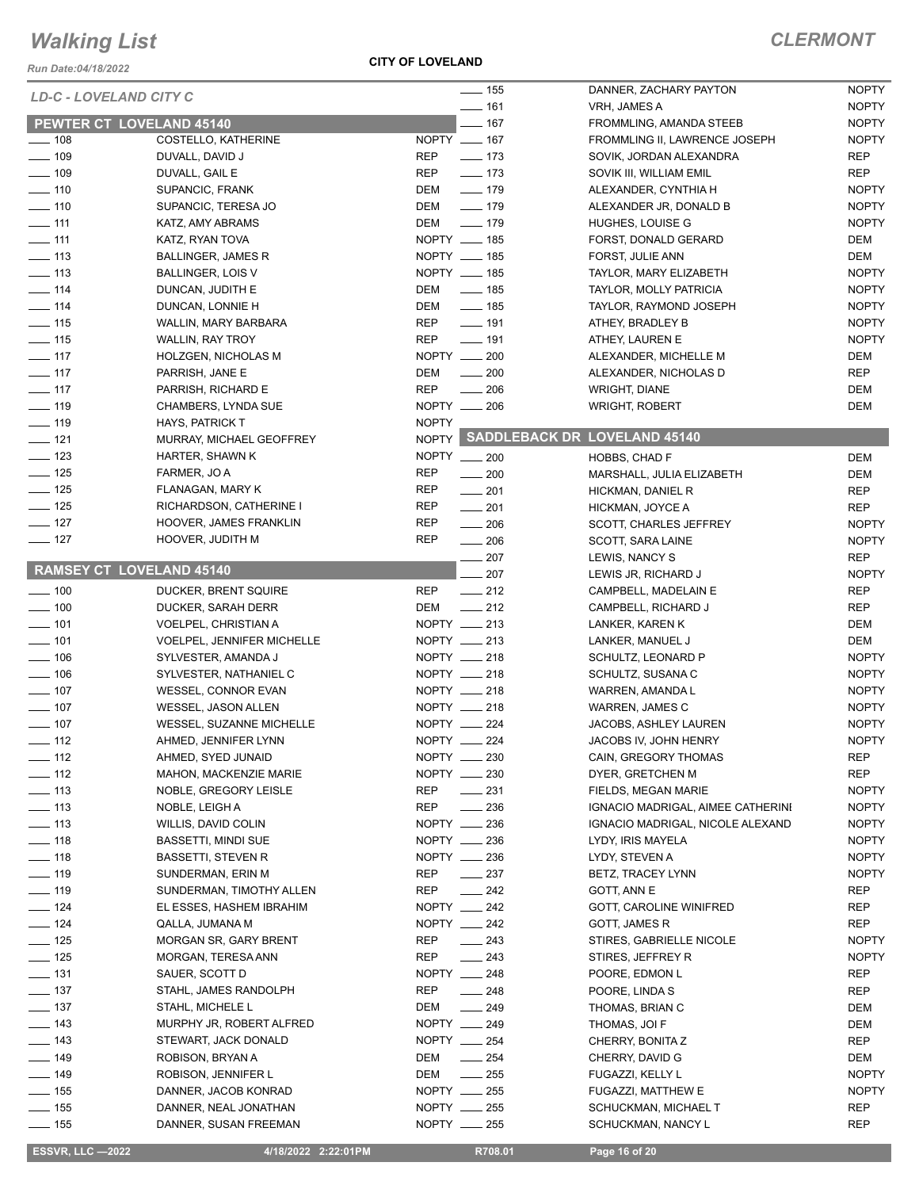# Walking List

**CLERMONT**

Run Date:04/18/2022

**CITY OF LOVELAND**

*LD-C - LOVELAND CITY C*

## PEWTER CT LOVELAND 45140

| No. | Name | Party |
|---|---|---|
| ___ 108 | COSTELLO, KATHERINE | NOPTY |
| ___ 109 | DUVALL, DAVID J | REP |
| ___ 109 | DUVALL, GAIL E | REP |
| ___ 110 | SUPANCIC, FRANK | DEM |
| ___ 110 | SUPANCIC, TERESA JO | DEM |
| ___ 111 | KATZ, AMY ABRAMS | DEM |
| ___ 111 | KATZ, RYAN TOVA | NOPTY |
| ___ 113 | BALLINGER, JAMES R | NOPTY |
| ___ 113 | BALLINGER, LOIS V | NOPTY |
| ___ 114 | DUNCAN, JUDITH E | DEM |
| ___ 114 | DUNCAN, LONNIE H | DEM |
| ___ 115 | WALLIN, MARY BARBARA | REP |
| ___ 115 | WALLIN, RAY TROY | REP |
| ___ 117 | HOLZGEN, NICHOLAS M | NOPTY |
| ___ 117 | PARRISH, JANE E | DEM |
| ___ 117 | PARRISH, RICHARD E | REP |
| ___ 119 | CHAMBERS, LYNDA SUE | NOPTY |
| ___ 119 | HAYS, PATRICK T | NOPTY |
| ___ 121 | MURRAY, MICHAEL GEOFFREY | NOPTY |
| ___ 123 | HARTER, SHAWN K | NOPTY |
| ___ 125 | FARMER, JO A | REP |
| ___ 125 | FLANAGAN, MARY K | REP |
| ___ 125 | RICHARDSON, CATHERINE I | REP |
| ___ 127 | HOOVER, JAMES FRANKLIN | REP |
| ___ 127 | HOOVER, JUDITH M | REP |

## RAMSEY CT LOVELAND 45140

| No. | Name | Party |
|---|---|---|
| ___ 100 | DUCKER, BRENT SQUIRE | REP |
| ___ 100 | DUCKER, SARAH DERR | DEM |
| ___ 101 | VOELPEL, CHRISTIAN A | NOPTY |
| ___ 101 | VOELPEL, JENNIFER MICHELLE | NOPTY |
| ___ 106 | SYLVESTER, AMANDA J | NOPTY |
| ___ 106 | SYLVESTER, NATHANIEL C | NOPTY |
| ___ 107 | WESSEL, CONNOR EVAN | NOPTY |
| ___ 107 | WESSEL, JASON ALLEN | NOPTY |
| ___ 107 | WESSEL, SUZANNE MICHELLE | NOPTY |
| ___ 112 | AHMED, JENNIFER LYNN | NOPTY |
| ___ 112 | AHMED, SYED JUNAID | NOPTY |
| ___ 112 | MAHON, MACKENZIE MARIE | NOPTY |
| ___ 113 | NOBLE, GREGORY LEISLE | REP |
| ___ 113 | NOBLE, LEIGH A | REP |
| ___ 113 | WILLIS, DAVID COLIN | NOPTY |
| ___ 118 | BASSETTI, MINDI SUE | NOPTY |
| ___ 118 | BASSETTI, STEVEN R | NOPTY |
| ___ 119 | SUNDERMAN, ERIN M | REP |
| ___ 119 | SUNDERMAN, TIMOTHY ALLEN | REP |
| ___ 124 | EL ESSES, HASHEM IBRAHIM | NOPTY |
| ___ 124 | QALLA, JUMANA M | NOPTY |
| ___ 125 | MORGAN SR, GARY BRENT | REP |
| ___ 125 | MORGAN, TERESA ANN | REP |
| ___ 131 | SAUER, SCOTT D | NOPTY |
| ___ 137 | STAHL, JAMES RANDOLPH | REP |
| ___ 137 | STAHL, MICHELE L | DEM |
| ___ 143 | MURPHY JR, ROBERT ALFRED | NOPTY |
| ___ 143 | STEWART, JACK DONALD | NOPTY |
| ___ 149 | ROBISON, BRYAN A | DEM |
| ___ 149 | ROBISON, JENNIFER L | DEM |
| ___ 155 | DANNER, JACOB KONRAD | NOPTY |
| ___ 155 | DANNER, NEAL JONATHAN | NOPTY |
| ___ 155 | DANNER, SUSAN FREEMAN | NOPTY |
| ___ 155 | DANNER, ZACHARY PAYTON | NOPTY |
| ___ 161 | VRH, JAMES A | NOPTY |
| ___ 167 | FROMMLING, AMANDA STEEB | NOPTY |
| ___ 167 | FROMMLING II, LAWRENCE JOSEPH | NOPTY |
| ___ 173 | SOVIK, JORDAN ALEXANDRA | REP |
| ___ 173 | SOVIK III, WILLIAM EMIL | REP |
| ___ 179 | ALEXANDER, CYNTHIA H | NOPTY |
| ___ 179 | ALEXANDER JR, DONALD B | NOPTY |
| ___ 179 | HUGHES, LOUISE G | NOPTY |
| ___ 185 | FORST, DONALD GERARD | DEM |
| ___ 185 | FORST, JULIE ANN | DEM |
| ___ 185 | TAYLOR, MARY ELIZABETH | NOPTY |
| ___ 185 | TAYLOR, MOLLY PATRICIA | NOPTY |
| ___ 185 | TAYLOR, RAYMOND JOSEPH | NOPTY |
| ___ 191 | ATHEY, BRADLEY B | NOPTY |
| ___ 191 | ATHEY, LAUREN E | NOPTY |
| ___ 200 | ALEXANDER, MICHELLE M | DEM |
| ___ 200 | ALEXANDER, NICHOLAS D | REP |
| ___ 206 | WRIGHT, DIANE | DEM |
| ___ 206 | WRIGHT, ROBERT | DEM |

## SADDLEBACK DR LOVELAND 45140

| No. | Name | Party |
|---|---|---|
| ___ 200 | HOBBS, CHAD F | DEM |
| ___ 200 | MARSHALL, JULIA ELIZABETH | DEM |
| ___ 201 | HICKMAN, DANIEL R | REP |
| ___ 201 | HICKMAN, JOYCE A | REP |
| ___ 206 | SCOTT, CHARLES JEFFREY | NOPTY |
| ___ 206 | SCOTT, SARA LAINE | NOPTY |
| ___ 207 | LEWIS, NANCY S | REP |
| ___ 207 | LEWIS JR, RICHARD J | NOPTY |
| ___ 212 | CAMPBELL, MADELAIN E | REP |
| ___ 212 | CAMPBELL, RICHARD J | REP |
| ___ 213 | LANKER, KAREN K | DEM |
| ___ 213 | LANKER, MANUEL J | DEM |
| ___ 218 | SCHULTZ, LEONARD P | NOPTY |
| ___ 218 | SCHULTZ, SUSANA C | NOPTY |
| ___ 218 | WARREN, AMANDA L | NOPTY |
| ___ 218 | WARREN, JAMES C | NOPTY |
| ___ 224 | JACOBS, ASHLEY LAUREN | NOPTY |
| ___ 224 | JACOBS IV, JOHN HENRY | NOPTY |
| ___ 230 | CAIN, GREGORY THOMAS | REP |
| ___ 230 | DYER, GRETCHEN M | REP |
| ___ 231 | FIELDS, MEGAN MARIE | NOPTY |
| ___ 236 | IGNACIO MADRIGAL, AIMEE CATHERINI | NOPTY |
| ___ 236 | IGNACIO MADRIGAL, NICOLE ALEXAND | NOPTY |
| ___ 236 | LYDY, IRIS MAYELA | NOPTY |
| ___ 236 | LYDY, STEVEN A | NOPTY |
| ___ 237 | BETZ, TRACEY LYNN | NOPTY |
| ___ 242 | GOTT, ANN E | REP |
| ___ 242 | GOTT, CAROLINE WINIFRED | REP |
| ___ 242 | GOTT, JAMES R | REP |
| ___ 243 | STIRES, GABRIELLE NICOLE | NOPTY |
| ___ 243 | STIRES, JEFFREY R | NOPTY |
| ___ 248 | POORE, EDMON L | REP |
| ___ 248 | POORE, LINDA S | REP |
| ___ 249 | THOMAS, BRIAN C | DEM |
| ___ 249 | THOMAS, JOI F | DEM |
| ___ 254 | CHERRY, BONITA Z | REP |
| ___ 254 | CHERRY, DAVID G | DEM |
| ___ 255 | FUGAZZI, KELLY L | NOPTY |
| ___ 255 | FUGAZZI, MATTHEW E | NOPTY |
| ___ 255 | SCHUCKMAN, MICHAEL T | REP |
| ___ 255 | SCHUCKMAN, NANCY L | REP |

ESSVR, LLC —2022 4/18/2022 2:22:01PM R708.01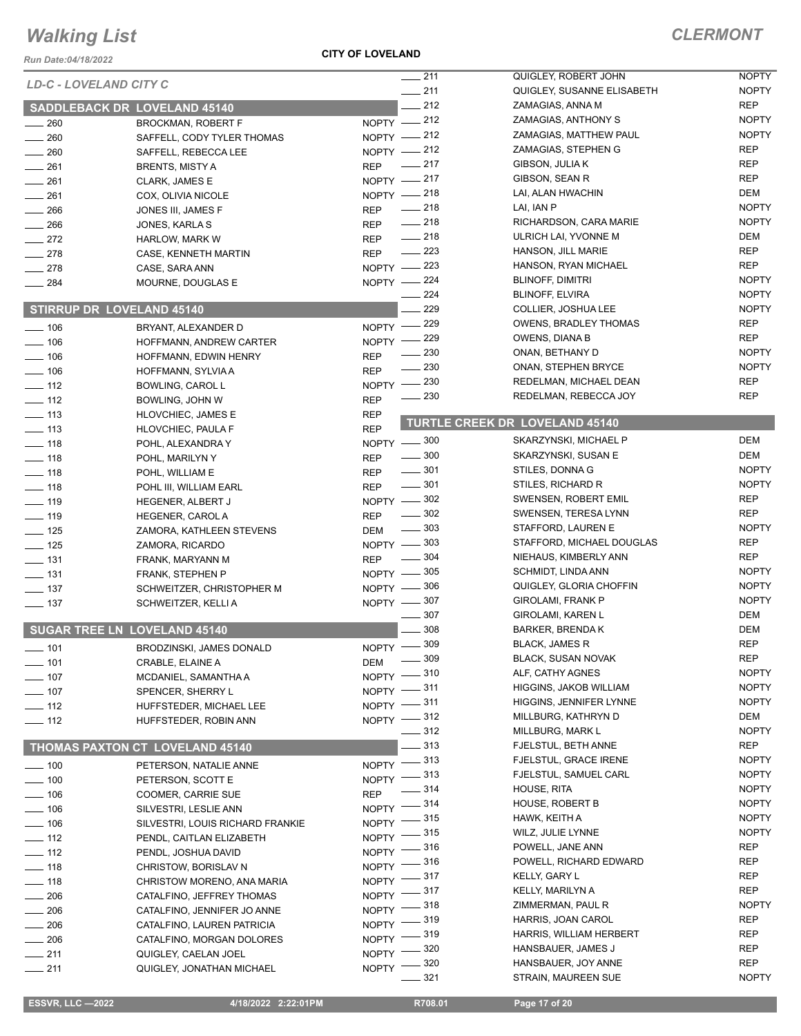# Walking List

**CLERMONT**

Run Date:04/18/2022

**CITY OF LOVELAND**

*LD-C - LOVELAND CITY C*

## SADDLEBACK DR LOVELAND 45140

| No. | Name | Party |
|---|---|---|
| 260 | BROCKMAN, ROBERT F | NOPTY |
| 260 | SAFFELL, CODY TYLER THOMAS | NOPTY |
| 260 | SAFFELL, REBECCA LEE | NOPTY |
| 261 | BRENTS, MISTY A | REP |
| 261 | CLARK, JAMES E | NOPTY |
| 261 | COX, OLIVIA NICOLE | NOPTY |
| 266 | JONES III, JAMES F | REP |
| 266 | JONES, KARLA S | REP |
| 272 | HARLOW, MARK W | REP |
| 278 | CASE, KENNETH MARTIN | REP |
| 278 | CASE, SARA ANN | NOPTY |
| 284 | MOURNE, DOUGLAS E | NOPTY |

## STIRRUP DR LOVELAND 45140

| No. | Name | Party |
|---|---|---|
| 106 | BRYANT, ALEXANDER D | NOPTY |
| 106 | HOFFMANN, ANDREW CARTER | NOPTY |
| 106 | HOFFMANN, EDWIN HENRY | REP |
| 106 | HOFFMANN, SYLVIA A | REP |
| 112 | BOWLING, CAROL L | NOPTY |
| 112 | BOWLING, JOHN W | REP |
| 113 | HLOVCHIEC, JAMES E | REP |
| 113 | HLOVCHIEC, PAULA F | REP |
| 118 | POHL, ALEXANDRA Y | NOPTY |
| 118 | POHL, MARILYN Y | REP |
| 118 | POHL, WILLIAM E | REP |
| 118 | POHL III, WILLIAM EARL | REP |
| 119 | HEGENER, ALBERT J | NOPTY |
| 119 | HEGENER, CAROL A | REP |
| 125 | ZAMORA, KATHLEEN STEVENS | DEM |
| 125 | ZAMORA, RICARDO | NOPTY |
| 131 | FRANK, MARYANN M | REP |
| 131 | FRANK, STEPHEN P | NOPTY |
| 137 | SCHWEITZER, CHRISTOPHER M | NOPTY |
| 137 | SCHWEITZER, KELLI A | NOPTY |

## SUGAR TREE LN LOVELAND 45140

| No. | Name | Party |
|---|---|---|
| 101 | BRODZINSKI, JAMES DONALD | NOPTY |
| 101 | CRABLE, ELAINE A | DEM |
| 107 | MCDANIEL, SAMANTHA A | NOPTY |
| 107 | SPENCER, SHERRY L | NOPTY |
| 112 | HUFFSTEDER, MICHAEL LEE | NOPTY |
| 112 | HUFFSTEDER, ROBIN ANN | NOPTY |

## THOMAS PAXTON CT LOVELAND 45140

| No. | Name | Party |
|---|---|---|
| 100 | PETERSON, NATALIE ANNE | NOPTY |
| 100 | PETERSON, SCOTT E | NOPTY |
| 106 | COOMER, CARRIE SUE | REP |
| 106 | SILVESTRI, LESLIE ANN | NOPTY |
| 106 | SILVESTRI, LOUIS RICHARD FRANKIE | NOPTY |
| 112 | PENDL, CAITLAN ELIZABETH | NOPTY |
| 112 | PENDL, JOSHUA DAVID | NOPTY |
| 118 | CHRISTOW, BORISLAV N | NOPTY |
| 118 | CHRISTOW MORENO, ANA MARIA | NOPTY |
| 206 | CATALFINO, JEFFREY THOMAS | NOPTY |
| 206 | CATALFINO, JENNIFER JO ANNE | NOPTY |
| 206 | CATALFINO, LAUREN PATRICIA | NOPTY |
| 206 | CATALFINO, MORGAN DOLORES | NOPTY |
| 211 | QUIGLEY, CAELAN JOEL | NOPTY |
| 211 | QUIGLEY, JONATHAN MICHAEL | NOPTY |
| 211 | QUIGLEY, ROBERT JOHN | NOPTY |
| 211 | QUIGLEY, SUSANNE ELISABETH | NOPTY |
| 212 | ZAMAGIAS, ANNA M | REP |
| 212 | ZAMAGIAS, ANTHONY S | NOPTY |
| 212 | ZAMAGIAS, MATTHEW PAUL | NOPTY |
| 212 | ZAMAGIAS, STEPHEN G | REP |
| 217 | GIBSON, JULIA K | REP |
| 217 | GIBSON, SEAN R | REP |
| 218 | LAI, ALAN HWACHIN | DEM |
| 218 | LAI, IAN P | NOPTY |
| 218 | RICHARDSON, CARA MARIE | NOPTY |
| 218 | ULRICH LAI, YVONNE M | DEM |
| 223 | HANSON, JILL MARIE | REP |
| 223 | HANSON, RYAN MICHAEL | REP |
| 224 | BLINOFF, DIMITRI | NOPTY |
| 224 | BLINOFF, ELVIRA | NOPTY |
| 229 | COLLIER, JOSHUA LEE | NOPTY |
| 229 | OWENS, BRADLEY THOMAS | REP |
| 229 | OWENS, DIANA B | REP |
| 230 | ONAN, BETHANY D | NOPTY |
| 230 | ONAN, STEPHEN BRYCE | NOPTY |
| 230 | REDELMAN, MICHAEL DEAN | REP |
| 230 | REDELMAN, REBECCA JOY | REP |

## TURTLE CREEK DR LOVELAND 45140

| No. | Name | Party |
|---|---|---|
| 300 | SKARZYNSKI, MICHAEL P | DEM |
| 300 | SKARZYNSKI, SUSAN E | DEM |
| 301 | STILES, DONNA G | NOPTY |
| 301 | STILES, RICHARD R | NOPTY |
| 302 | SWENSEN, ROBERT EMIL | REP |
| 302 | SWENSEN, TERESA LYNN | REP |
| 303 | STAFFORD, LAUREN E | NOPTY |
| 303 | STAFFORD, MICHAEL DOUGLAS | REP |
| 304 | NIEHAUS, KIMBERLY ANN | REP |
| 305 | SCHMIDT, LINDA ANN | NOPTY |
| 306 | QUIGLEY, GLORIA CHOFFIN | NOPTY |
| 307 | GIROLAMI, FRANK P | NOPTY |
| 307 | GIROLAMI, KAREN L | DEM |
| 308 | BARKER, BRENDA K | DEM |
| 309 | BLACK, JAMES R | REP |
| 309 | BLACK, SUSAN NOVAK | REP |
| 310 | ALF, CATHY AGNES | NOPTY |
| 311 | HIGGINS, JAKOB WILLIAM | NOPTY |
| 311 | HIGGINS, JENNIFER LYNNE | NOPTY |
| 312 | MILLBURG, KATHRYN D | DEM |
| 312 | MILLBURG, MARK L | NOPTY |
| 313 | FJELSTUL, BETH ANNE | REP |
| 313 | FJELSTUL, GRACE IRENE | NOPTY |
| 313 | FJELSTUL, SAMUEL CARL | NOPTY |
| 314 | HOUSE, RITA | NOPTY |
| 314 | HOUSE, ROBERT B | NOPTY |
| 315 | HAWK, KEITH A | NOPTY |
| 315 | WILZ, JULIE LYNNE | NOPTY |
| 316 | POWELL, JANE ANN | REP |
| 316 | POWELL, RICHARD EDWARD | REP |
| 317 | KELLY, GARY L | REP |
| 317 | KELLY, MARILYN A | REP |
| 318 | ZIMMERMAN, PAUL R | NOPTY |
| 319 | HARRIS, JOAN CAROL | REP |
| 319 | HARRIS, WILLIAM HERBERT | REP |
| 320 | HANSBAUER, JAMES J | REP |
| 320 | HANSBAUER, JOY ANNE | REP |
| 321 | STRAIN, MAUREEN SUE | NOPTY |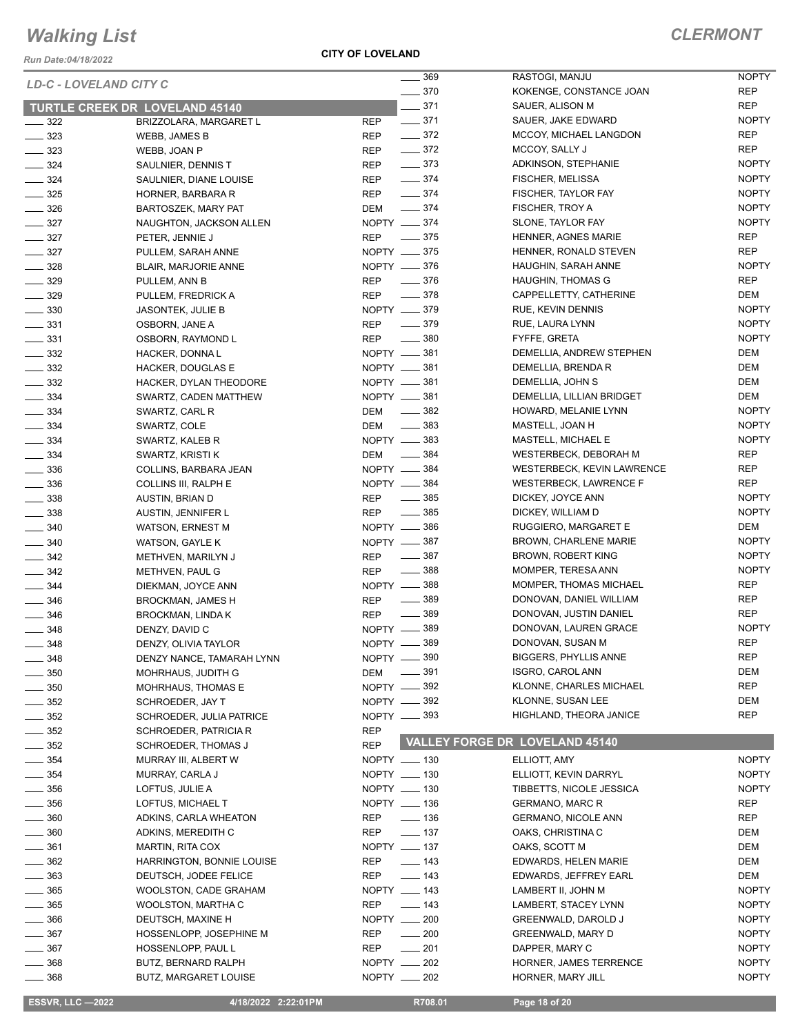# Walking List

## CLERMONT

*Run Date:04/18/2022*

**CITY OF LOVELAND**

*LD-C - LOVELAND CITY C*

### TURTLE CREEK DR LOVELAND 45140

| No. | Name | Party |
|---|---|---|
| 322 | BRIZZOLARA, MARGARET L | REP |
| 323 | WEBB, JAMES B | REP |
| 323 | WEBB, JOAN P | REP |
| 324 | SAULNIER, DENNIS T | REP |
| 324 | SAULNIER, DIANE LOUISE | REP |
| 325 | HORNER, BARBARA R | REP |
| 326 | BARTOSZEK, MARY PAT | DEM |
| 327 | NAUGHTON, JACKSON ALLEN | NOPTY |
| 327 | PETER, JENNIE J | REP |
| 327 | PULLEM, SARAH ANNE | NOPTY |
| 328 | BLAIR, MARJORIE ANNE | NOPTY |
| 329 | PULLEM, ANN B | REP |
| 329 | PULLEM, FREDRICK A | REP |
| 330 | JASONTEK, JULIE B | NOPTY |
| 331 | OSBORN, JANE A | REP |
| 331 | OSBORN, RAYMOND L | REP |
| 332 | HACKER, DONNA L | NOPTY |
| 332 | HACKER, DOUGLAS E | NOPTY |
| 332 | HACKER, DYLAN THEODORE | NOPTY |
| 334 | SWARTZ, CADEN MATTHEW | NOPTY |
| 334 | SWARTZ, CARL R | DEM |
| 334 | SWARTZ, COLE | DEM |
| 334 | SWARTZ, KALEB R | NOPTY |
| 334 | SWARTZ, KRISTI K | DEM |
| 336 | COLLINS, BARBARA JEAN | NOPTY |
| 336 | COLLINS III, RALPH E | NOPTY |
| 338 | AUSTIN, BRIAN D | REP |
| 338 | AUSTIN, JENNIFER L | REP |
| 340 | WATSON, ERNEST M | NOPTY |
| 340 | WATSON, GAYLE K | NOPTY |
| 342 | METHVEN, MARILYN J | REP |
| 342 | METHVEN, PAUL G | REP |
| 344 | DIEKMAN, JOYCE ANN | NOPTY |
| 346 | BROCKMAN, JAMES H | REP |
| 346 | BROCKMAN, LINDA K | REP |
| 348 | DENZY, DAVID C | NOPTY |
| 348 | DENZY, OLIVIA TAYLOR | NOPTY |
| 348 | DENZY NANCE, TAMARAH LYNN | NOPTY |
| 350 | MOHRHAUS, JUDITH G | DEM |
| 350 | MOHRHAUS, THOMAS E | NOPTY |
| 352 | SCHROEDER, JAY T | NOPTY |
| 352 | SCHROEDER, JULIA PATRICE | NOPTY |
| 352 | SCHROEDER, PATRICIA R | REP |
| 352 | SCHROEDER, THOMAS J | REP |
| 354 | MURRAY III, ALBERT W | NOPTY |
| 354 | MURRAY, CARLA J | NOPTY |
| 356 | LOFTUS, JULIE A | NOPTY |
| 356 | LOFTUS, MICHAEL T | NOPTY |
| 360 | ADKINS, CARLA WHEATON | REP |
| 360 | ADKINS, MEREDITH C | REP |
| 361 | MARTIN, RITA COX | NOPTY |
| 362 | HARRINGTON, BONNIE LOUISE | REP |
| 363 | DEUTSCH, JODEE FELICE | REP |
| 365 | WOOLSTON, CADE GRAHAM | NOPTY |
| 365 | WOOLSTON, MARTHA C | REP |
| 366 | DEUTSCH, MAXINE H | NOPTY |
| 367 | HOSSENLOPP, JOSEPHINE M | REP |
| 367 | HOSSENLOPP, PAUL L | REP |
| 368 | BUTZ, BERNARD RALPH | NOPTY |
| 368 | BUTZ, MARGARET LOUISE | NOPTY |
| 369 | RASTOGI, MANJU | NOPTY |
| 370 | KOKENGE, CONSTANCE JOAN | REP |
| 371 | SAUER, ALISON M | REP |
| 371 | SAUER, JAKE EDWARD | NOPTY |
| 372 | MCCOY, MICHAEL LANGDON | REP |
| 372 | MCCOY, SALLY J | REP |
| 373 | ADKINSON, STEPHANIE | NOPTY |
| 374 | FISCHER, MELISSA | NOPTY |
| 374 | FISCHER, TAYLOR FAY | NOPTY |
| 374 | FISCHER, TROY A | NOPTY |
| 374 | SLONE, TAYLOR FAY | NOPTY |
| 375 | HENNER, AGNES MARIE | REP |
| 375 | HENNER, RONALD STEVEN | REP |
| 376 | HAUGHIN, SARAH ANNE | NOPTY |
| 376 | HAUGHIN, THOMAS G | REP |
| 378 | CAPPELLETTY, CATHERINE | DEM |
| 379 | RUE, KEVIN DENNIS | NOPTY |
| 379 | RUE, LAURA LYNN | NOPTY |
| 380 | FYFFE, GRETA | NOPTY |
| 381 | DEMELLIA, ANDREW STEPHEN | DEM |
| 381 | DEMELLIA, BRENDA R | DEM |
| 381 | DEMELLIA, JOHN S | DEM |
| 381 | DEMELLIA, LILLIAN BRIDGET | DEM |
| 382 | HOWARD, MELANIE LYNN | NOPTY |
| 383 | MASTELL, JOAN H | NOPTY |
| 383 | MASTELL, MICHAEL E | NOPTY |
| 384 | WESTERBECK, DEBORAH M | REP |
| 384 | WESTERBECK, KEVIN LAWRENCE | REP |
| 384 | WESTERBECK, LAWRENCE F | REP |
| 385 | DICKEY, JOYCE ANN | NOPTY |
| 385 | DICKEY, WILLIAM D | NOPTY |
| 386 | RUGGIERO, MARGARET E | DEM |
| 387 | BROWN, CHARLENE MARIE | NOPTY |
| 387 | BROWN, ROBERT KING | NOPTY |
| 388 | MOMPER, TERESA ANN | NOPTY |
| 388 | MOMPER, THOMAS MICHAEL | REP |
| 389 | DONOVAN, DANIEL WILLIAM | REP |
| 389 | DONOVAN, JUSTIN DANIEL | REP |
| 389 | DONOVAN, LAUREN GRACE | NOPTY |
| 389 | DONOVAN, SUSAN M | REP |
| 390 | BIGGERS, PHYLLIS ANNE | REP |
| 391 | ISGRO, CAROL ANN | DEM |
| 392 | KLONNE, CHARLES MICHAEL | REP |
| 392 | KLONNE, SUSAN LEE | DEM |
| 393 | HIGHLAND, THEORA JANICE | REP |

### VALLEY FORGE DR LOVELAND 45140

| No. | Name | Party |
|---|---|---|
| 130 | ELLIOTT, AMY | NOPTY |
| 130 | ELLIOTT, KEVIN DARRYL | NOPTY |
| 130 | TIBBETTS, NICOLE JESSICA | NOPTY |
| 136 | GERMANO, MARC R | REP |
| 136 | GERMANO, NICOLE ANN | REP |
| 137 | OAKS, CHRISTINA C | DEM |
| 137 | OAKS, SCOTT M | DEM |
| 143 | EDWARDS, HELEN MARIE | DEM |
| 143 | EDWARDS, JEFFREY EARL | DEM |
| 143 | LAMBERT II, JOHN M | NOPTY |
| 143 | LAMBERT, STACEY LYNN | NOPTY |
| 200 | GREENWALD, DAROLD J | NOPTY |
| 200 | GREENWALD, MARY D | NOPTY |
| 201 | DAPPER, MARY C | NOPTY |
| 202 | HORNER, JAMES TERRENCE | NOPTY |
| 202 | HORNER, MARY JILL | NOPTY |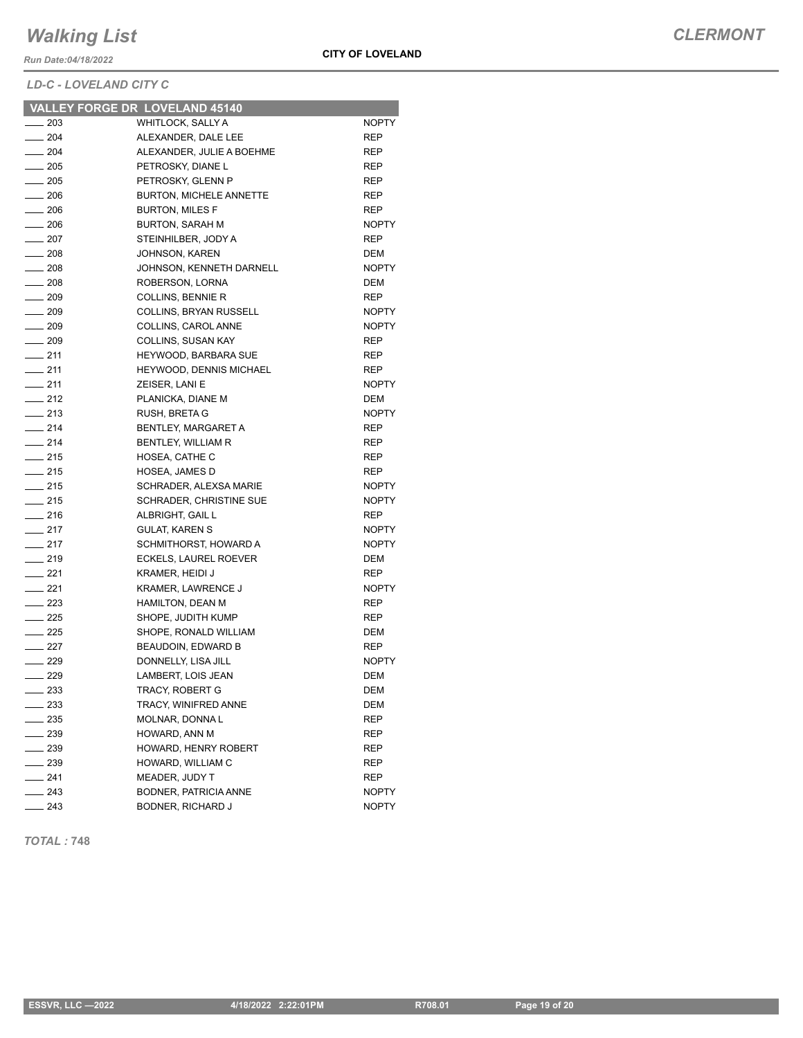# Walking List

**CLERMONT**

*Run Date:04/18/2022*

**CITY OF LOVELAND**

*LD-C - LOVELAND CITY C*

| VALLEY FORGE DR LOVELAND 45140 | | |
|---|---|---|
| ____ 203 | WHITLOCK, SALLY A | NOPTY |
| ____ 204 | ALEXANDER, DALE LEE | REP |
| ____ 204 | ALEXANDER, JULIE A BOEHME | REP |
| ____ 205 | PETROSKY, DIANE L | REP |
| ____ 205 | PETROSKY, GLENN P | REP |
| ____ 206 | BURTON, MICHELE ANNETTE | REP |
| ____ 206 | BURTON, MILES F | REP |
| ____ 206 | BURTON, SARAH M | NOPTY |
| ____ 207 | STEINHILBER, JODY A | REP |
| ____ 208 | JOHNSON, KAREN | DEM |
| ____ 208 | JOHNSON, KENNETH DARNELL | NOPTY |
| ____ 208 | ROBERSON, LORNA | DEM |
| ____ 209 | COLLINS, BENNIE R | REP |
| ____ 209 | COLLINS, BRYAN RUSSELL | NOPTY |
| ____ 209 | COLLINS, CAROL ANNE | NOPTY |
| ____ 209 | COLLINS, SUSAN KAY | REP |
| ____ 211 | HEYWOOD, BARBARA SUE | REP |
| ____ 211 | HEYWOOD, DENNIS MICHAEL | REP |
| ____ 211 | ZEISER, LANI E | NOPTY |
| ____ 212 | PLANICKA, DIANE M | DEM |
| ____ 213 | RUSH, BRETA G | NOPTY |
| ____ 214 | BENTLEY, MARGARET A | REP |
| ____ 214 | BENTLEY, WILLIAM R | REP |
| ____ 215 | HOSEA, CATHE C | REP |
| ____ 215 | HOSEA, JAMES D | REP |
| ____ 215 | SCHRADER, ALEXSA MARIE | NOPTY |
| ____ 215 | SCHRADER, CHRISTINE SUE | NOPTY |
| ____ 216 | ALBRIGHT, GAIL L | REP |
| ____ 217 | GULAT, KAREN S | NOPTY |
| ____ 217 | SCHMITHORST, HOWARD A | NOPTY |
| ____ 219 | ECKELS, LAUREL ROEVER | DEM |
| ____ 221 | KRAMER, HEIDI J | REP |
| ____ 221 | KRAMER, LAWRENCE J | NOPTY |
| ____ 223 | HAMILTON, DEAN M | REP |
| ____ 225 | SHOPE, JUDITH KUMP | REP |
| ____ 225 | SHOPE, RONALD WILLIAM | DEM |
| ____ 227 | BEAUDOIN, EDWARD B | REP |
| ____ 229 | DONNELLY, LISA JILL | NOPTY |
| ____ 229 | LAMBERT, LOIS JEAN | DEM |
| ____ 233 | TRACY, ROBERT G | DEM |
| ____ 233 | TRACY, WINIFRED ANNE | DEM |
| ____ 235 | MOLNAR, DONNA L | REP |
| ____ 239 | HOWARD, ANN M | REP |
| ____ 239 | HOWARD, HENRY ROBERT | REP |
| ____ 239 | HOWARD, WILLIAM C | REP |
| ____ 241 | MEADER, JUDY T | REP |
| ____ 243 | BODNER, PATRICIA ANNE | NOPTY |
| ____ 243 | BODNER, RICHARD J | NOPTY |

*TOTAL :* **748**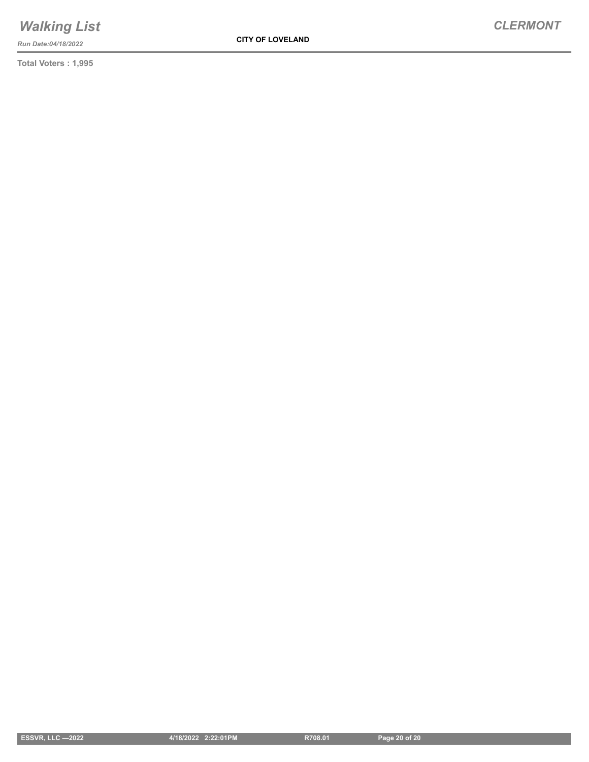**Total Voters : 1,995**